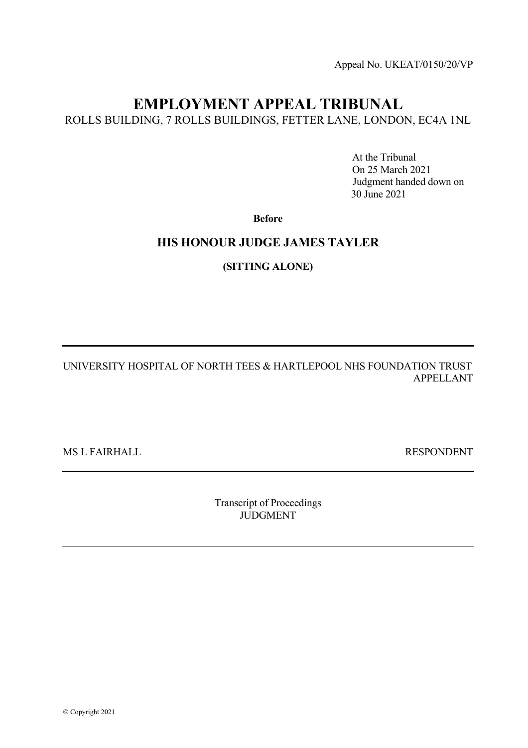Appeal No. UKEAT/0150/20/VP

# EMPLOYMENT APPEAL TRIBUNAL

ROLLS BUILDING, 7 ROLLS BUILDINGS, FETTER LANE, LONDON, EC4A 1NL

At the Tribunal
On 25 March 2021
Judgment handed down on
30 June 2021

**Before**

## HIS HONOUR JUDGE JAMES TAYLER

**(SITTING ALONE)**

---

UNIVERSITY HOSPITAL OF NORTH TEES & HARTLEPOOL NHS FOUNDATION TRUST
APPELLANT

MS L FAIRHALL
RESPONDENT

---

Transcript of Proceedings
JUDGMENT

---

© Copyright 2021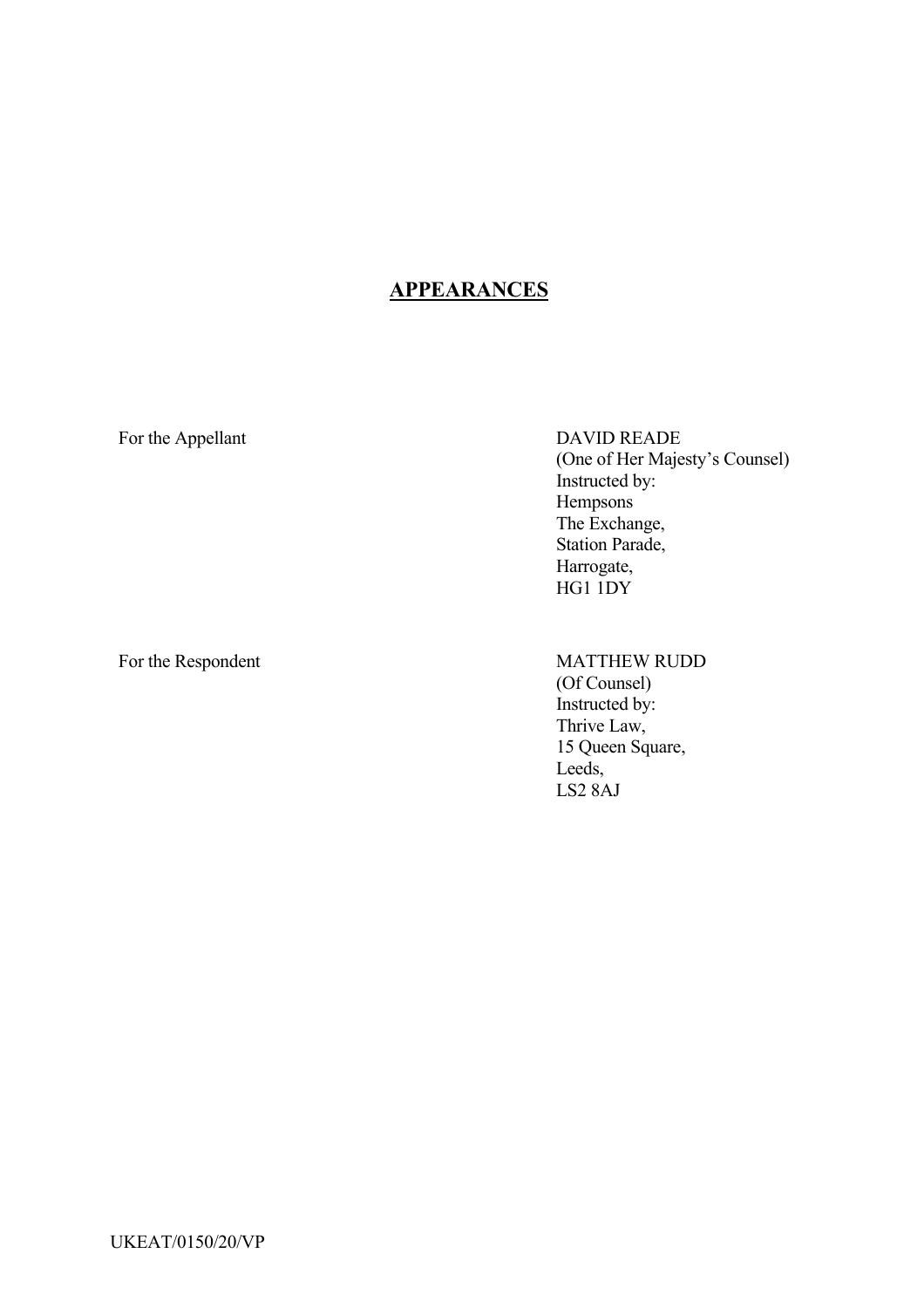## APPEARANCES

For the Appellant

DAVID READE  
(One of Her Majesty's Counsel)  
Instructed by:  
Hempsons  
The Exchange,  
Station Parade,  
Harrogate,  
HG1 1DY

For the Respondent

MATTHEW RUDD  
(Of Counsel)  
Instructed by:  
Thrive Law,  
15 Queen Square,  
Leeds,  
LS2 8AJ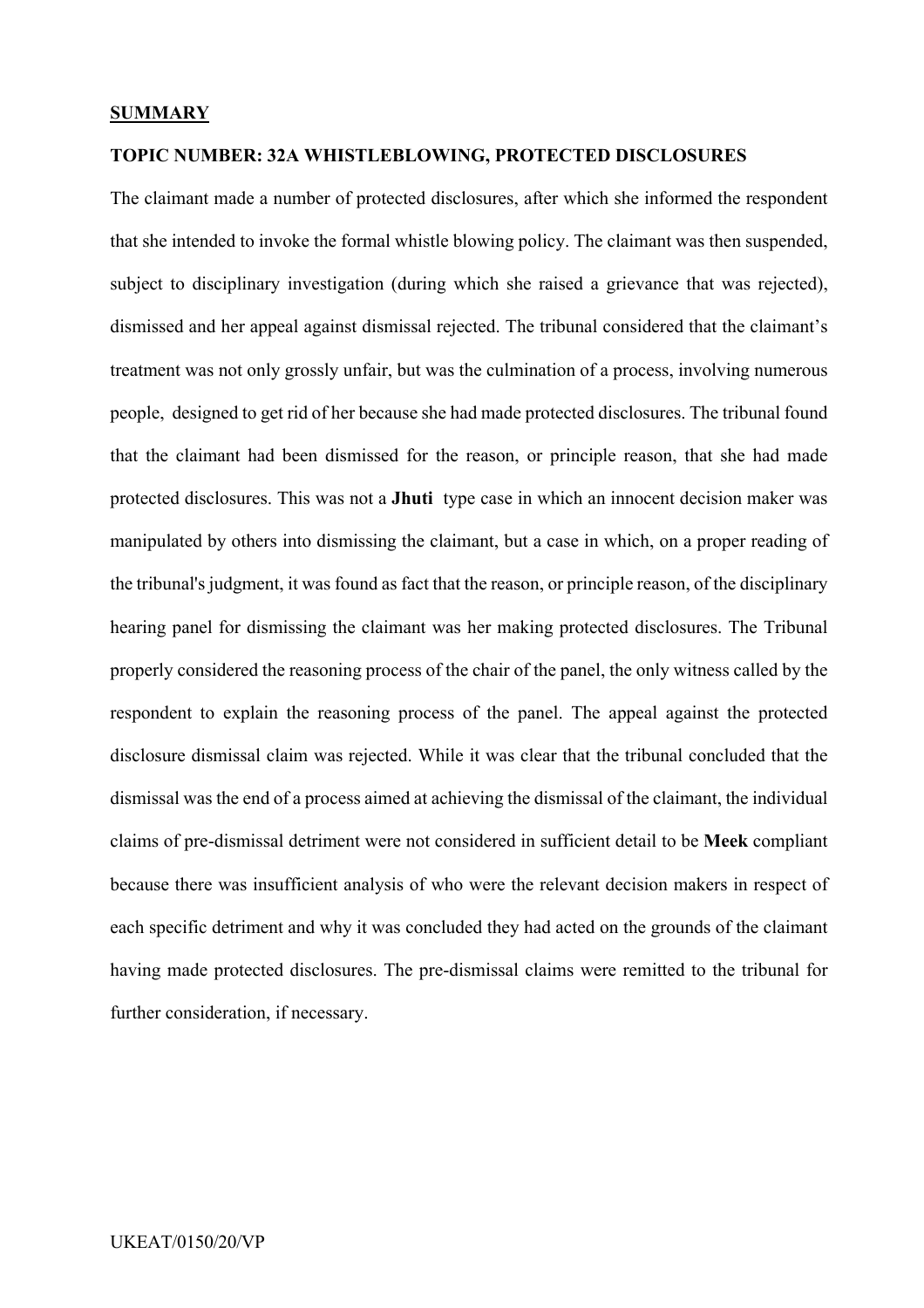**SUMMARY**

**TOPIC NUMBER: 32A WHISTLEBLOWING, PROTECTED DISCLOSURES**

The claimant made a number of protected disclosures, after which she informed the respondent that she intended to invoke the formal whistle blowing policy. The claimant was then suspended, subject to disciplinary investigation (during which she raised a grievance that was rejected), dismissed and her appeal against dismissal rejected. The tribunal considered that the claimant's treatment was not only grossly unfair, but was the culmination of a process, involving numerous people, designed to get rid of her because she had made protected disclosures. The tribunal found that the claimant had been dismissed for the reason, or principle reason, that she had made protected disclosures. This was not a **Jhuti** type case in which an innocent decision maker was manipulated by others into dismissing the claimant, but a case in which, on a proper reading of the tribunal's judgment, it was found as fact that the reason, or principle reason, of the disciplinary hearing panel for dismissing the claimant was her making protected disclosures. The Tribunal properly considered the reasoning process of the chair of the panel, the only witness called by the respondent to explain the reasoning process of the panel. The appeal against the protected disclosure dismissal claim was rejected. While it was clear that the tribunal concluded that the dismissal was the end of a process aimed at achieving the dismissal of the claimant, the individual claims of pre-dismissal detriment were not considered in sufficient detail to be **Meek** compliant because there was insufficient analysis of who were the relevant decision makers in respect of each specific detriment and why it was concluded they had acted on the grounds of the claimant having made protected disclosures. The pre-dismissal claims were remitted to the tribunal for further consideration, if necessary.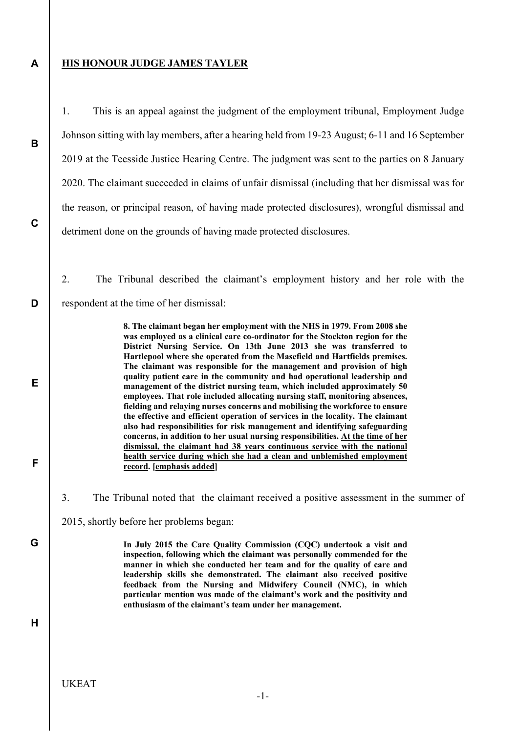**HIS HONOUR JUDGE JAMES TAYLER**

1. This is an appeal against the judgment of the employment tribunal, Employment Judge Johnson sitting with lay members, after a hearing held from 19-23 August; 6-11 and 16 September 2019 at the Teesside Justice Hearing Centre. The judgment was sent to the parties on 8 January 2020. The claimant succeeded in claims of unfair dismissal (including that her dismissal was for the reason, or principal reason, of having made protected disclosures), wrongful dismissal and detriment done on the grounds of having made protected disclosures.

2. The Tribunal described the claimant's employment history and her role with the respondent at the time of her dismissal:

> **8. The claimant began her employment with the NHS in 1979. From 2008 she was employed as a clinical care co-ordinator for the Stockton region for the District Nursing Service. On 13th June 2013 she was transferred to Hartlepool where she operated from the Masefield and Hartfields premises. The claimant was responsible for the management and provision of high quality patient care in the community and had operational leadership and management of the district nursing team, which included approximately 50 employees. That role included allocating nursing staff, monitoring absences, fielding and relaying nurses concerns and mobilising the workforce to ensure the effective and efficient operation of services in the locality. The claimant also had responsibilities for risk management and identifying safeguarding concerns, in addition to her usual nursing responsibilities. <u>At the time of her dismissal, the claimant had 38 years continuous service with the national health service during which she had a clean and unblemished employment record</u>. [<u>emphasis added</u>]**

3. The Tribunal noted that the claimant received a positive assessment in the summer of 2015, shortly before her problems began:

> **In July 2015 the Care Quality Commission (CQC) undertook a visit and inspection, following which the claimant was personally commended for the manner in which she conducted her team and for the quality of care and leadership skills she demonstrated. The claimant also received positive feedback from the Nursing and Midwifery Council (NMC), in which particular mention was made of the claimant's work and the positivity and enthusiasm of the claimant's team under her management.**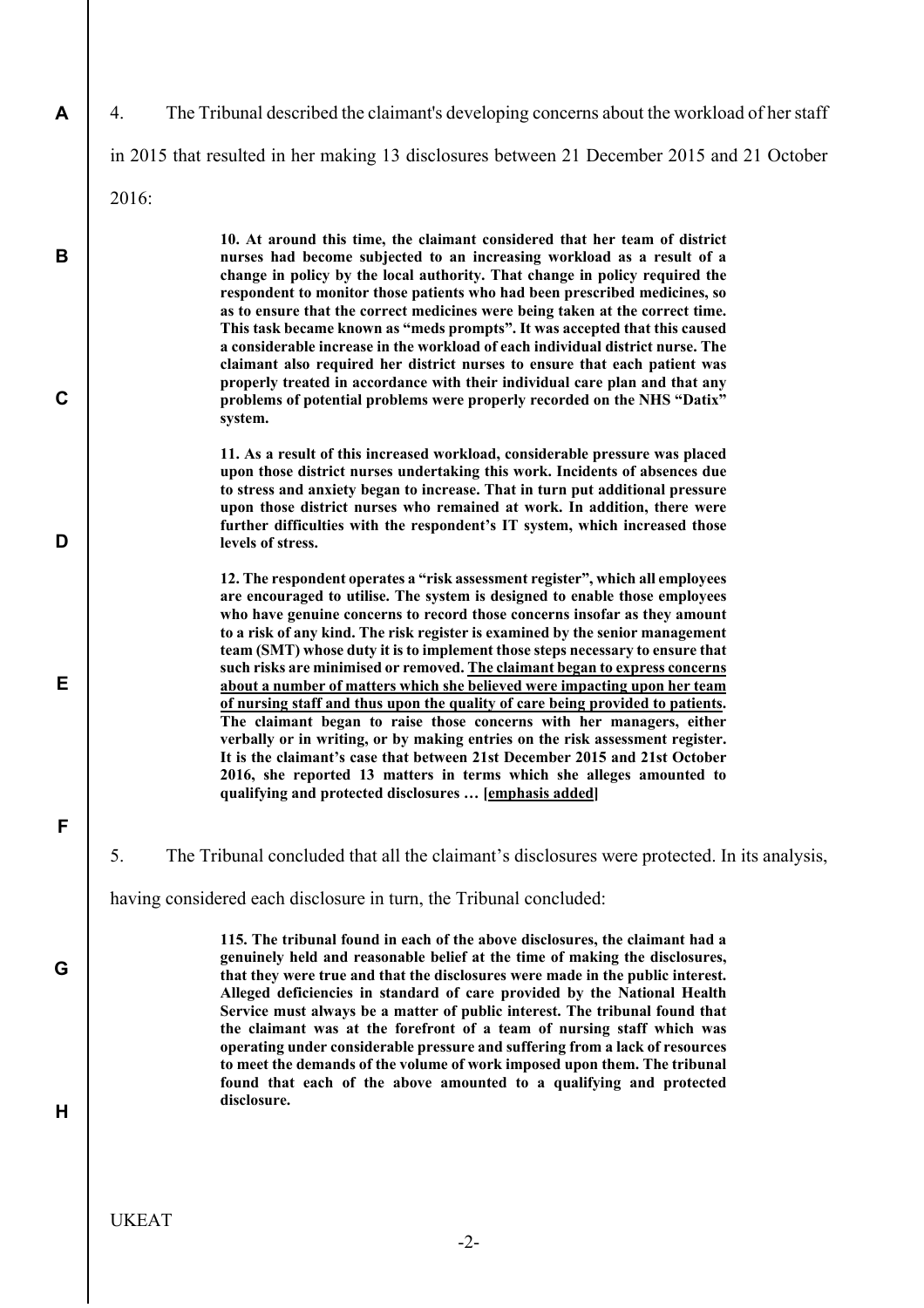4. The Tribunal described the claimant's developing concerns about the workload of her staff in 2015 that resulted in her making 13 disclosures between 21 December 2015 and 21 October 2016:

> **10. At around this time, the claimant considered that her team of district nurses had become subjected to an increasing workload as a result of a change in policy by the local authority. That change in policy required the respondent to monitor those patients who had been prescribed medicines, so as to ensure that the correct medicines were being taken at the correct time. This task became known as "meds prompts". It was accepted that this caused a considerable increase in the workload of each individual district nurse. The claimant also required her district nurses to ensure that each patient was properly treated in accordance with their individual care plan and that any problems of potential problems were properly recorded on the NHS "Datix" system.**
>
> **11. As a result of this increased workload, considerable pressure was placed upon those district nurses undertaking this work. Incidents of absences due to stress and anxiety began to increase. That in turn put additional pressure upon those district nurses who remained at work. In addition, there were further difficulties with the respondent's IT system, which increased those levels of stress.**
>
> **12. The respondent operates a "risk assessment register", which all employees are encouraged to utilise. The system is designed to enable those employees who have genuine concerns to record those concerns insofar as they amount to a risk of any kind. The risk register is examined by the senior management team (SMT) whose duty it is to implement those steps necessary to ensure that such risks are minimised or removed. <u>The claimant began to express concerns about a number of matters which she believed were impacting upon her team of nursing staff and thus upon the quality of care being provided to patients</u>. The claimant began to raise those concerns with her managers, either verbally or in writing, or by making entries on the risk assessment register. It is the claimant's case that between 21st December 2015 and 21st October 2016, she reported 13 matters in terms which she alleges amounted to qualifying and protected disclosures … [<u>emphasis added</u>]**

5. The Tribunal concluded that all the claimant's disclosures were protected. In its analysis, having considered each disclosure in turn, the Tribunal concluded:

> **115. The tribunal found in each of the above disclosures, the claimant had a genuinely held and reasonable belief at the time of making the disclosures, that they were true and that the disclosures were made in the public interest. Alleged deficiencies in standard of care provided by the National Health Service must always be a matter of public interest. The tribunal found that the claimant was at the forefront of a team of nursing staff which was operating under considerable pressure and suffering from a lack of resources to meet the demands of the volume of work imposed upon them. The tribunal found that each of the above amounted to a qualifying and protected disclosure.**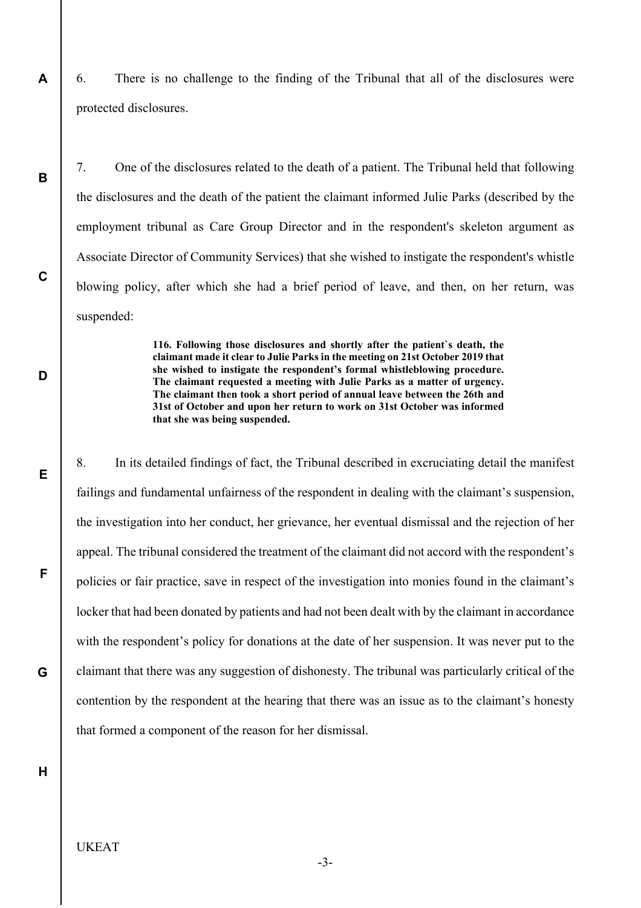6. There is no challenge to the finding of the Tribunal that all of the disclosures were protected disclosures.

7. One of the disclosures related to the death of a patient. The Tribunal held that following the disclosures and the death of the patient the claimant informed Julie Parks (described by the employment tribunal as Care Group Director and in the respondent's skeleton argument as Associate Director of Community Services) that she wished to instigate the respondent's whistle blowing policy, after which she had a brief period of leave, and then, on her return, was suspended:

> **116. Following those disclosures and shortly after the patient`s death, the claimant made it clear to Julie Parks in the meeting on 21st October 2019 that she wished to instigate the respondent's formal whistleblowing procedure. The claimant requested a meeting with Julie Parks as a matter of urgency. The claimant then took a short period of annual leave between the 26th and 31st of October and upon her return to work on 31st October was informed that she was being suspended.**

8. In its detailed findings of fact, the Tribunal described in excruciating detail the manifest failings and fundamental unfairness of the respondent in dealing with the claimant's suspension, the investigation into her conduct, her grievance, her eventual dismissal and the rejection of her appeal. The tribunal considered the treatment of the claimant did not accord with the respondent's policies or fair practice, save in respect of the investigation into monies found in the claimant's locker that had been donated by patients and had not been dealt with by the claimant in accordance with the respondent's policy for donations at the date of her suspension. It was never put to the claimant that there was any suggestion of dishonesty. The tribunal was particularly critical of the contention by the respondent at the hearing that there was an issue as to the claimant's honesty that formed a component of the reason for her dismissal.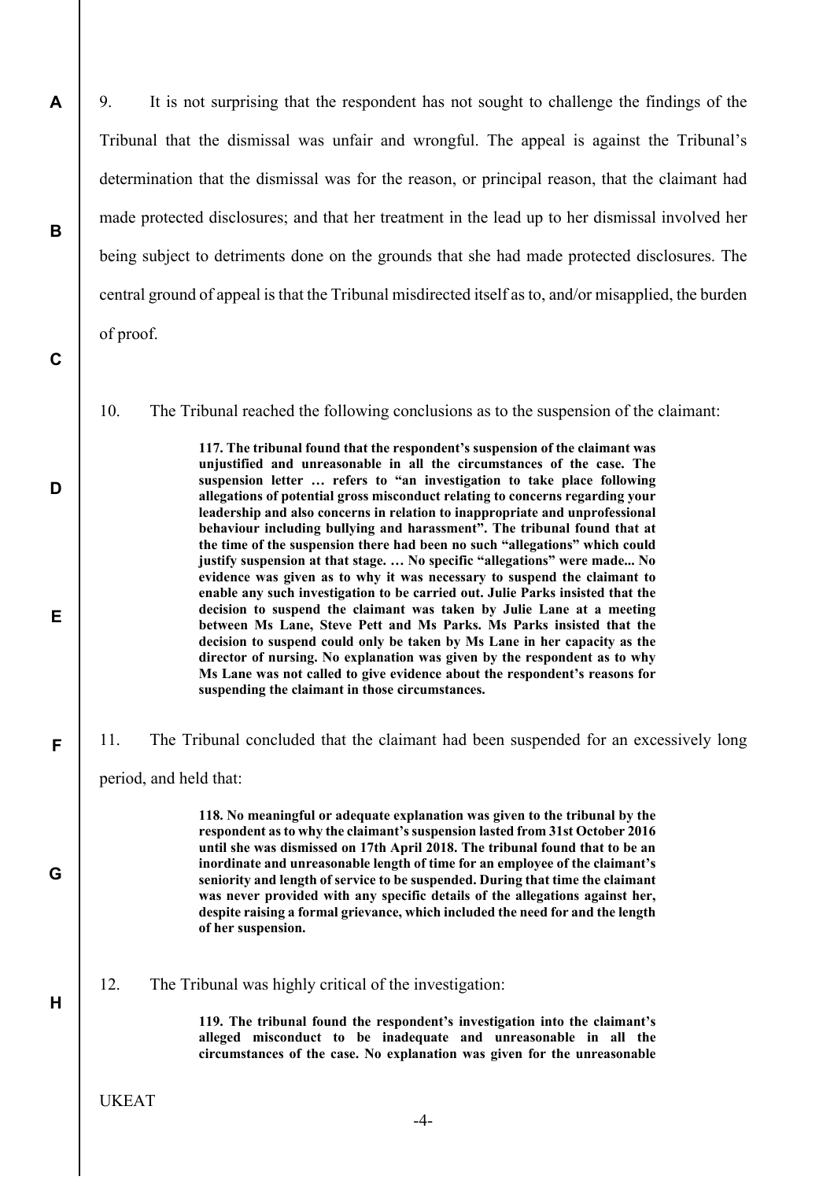9. It is not surprising that the respondent has not sought to challenge the findings of the Tribunal that the dismissal was unfair and wrongful. The appeal is against the Tribunal's determination that the dismissal was for the reason, or principal reason, that the claimant had made protected disclosures; and that her treatment in the lead up to her dismissal involved her being subject to detriments done on the grounds that she had made protected disclosures. The central ground of appeal is that the Tribunal misdirected itself as to, and/or misapplied, the burden of proof.

10. The Tribunal reached the following conclusions as to the suspension of the claimant:

> **117. The tribunal found that the respondent's suspension of the claimant was unjustified and unreasonable in all the circumstances of the case. The suspension letter … refers to "an investigation to take place following allegations of potential gross misconduct relating to concerns regarding your leadership and also concerns in relation to inappropriate and unprofessional behaviour including bullying and harassment". The tribunal found that at the time of the suspension there had been no such "allegations" which could justify suspension at that stage. … No specific "allegations" were made... No evidence was given as to why it was necessary to suspend the claimant to enable any such investigation to be carried out. Julie Parks insisted that the decision to suspend the claimant was taken by Julie Lane at a meeting between Ms Lane, Steve Pett and Ms Parks. Ms Parks insisted that the decision to suspend could only be taken by Ms Lane in her capacity as the director of nursing. No explanation was given by the respondent as to why Ms Lane was not called to give evidence about the respondent's reasons for suspending the claimant in those circumstances.**

11. The Tribunal concluded that the claimant had been suspended for an excessively long period, and held that:

> **118. No meaningful or adequate explanation was given to the tribunal by the respondent as to why the claimant's suspension lasted from 31st October 2016 until she was dismissed on 17th April 2018. The tribunal found that to be an inordinate and unreasonable length of time for an employee of the claimant's seniority and length of service to be suspended. During that time the claimant was never provided with any specific details of the allegations against her, despite raising a formal grievance, which included the need for and the length of her suspension.**

12. The Tribunal was highly critical of the investigation:

> **119. The tribunal found the respondent's investigation into the claimant's alleged misconduct to be inadequate and unreasonable in all the circumstances of the case. No explanation was given for the unreasonable**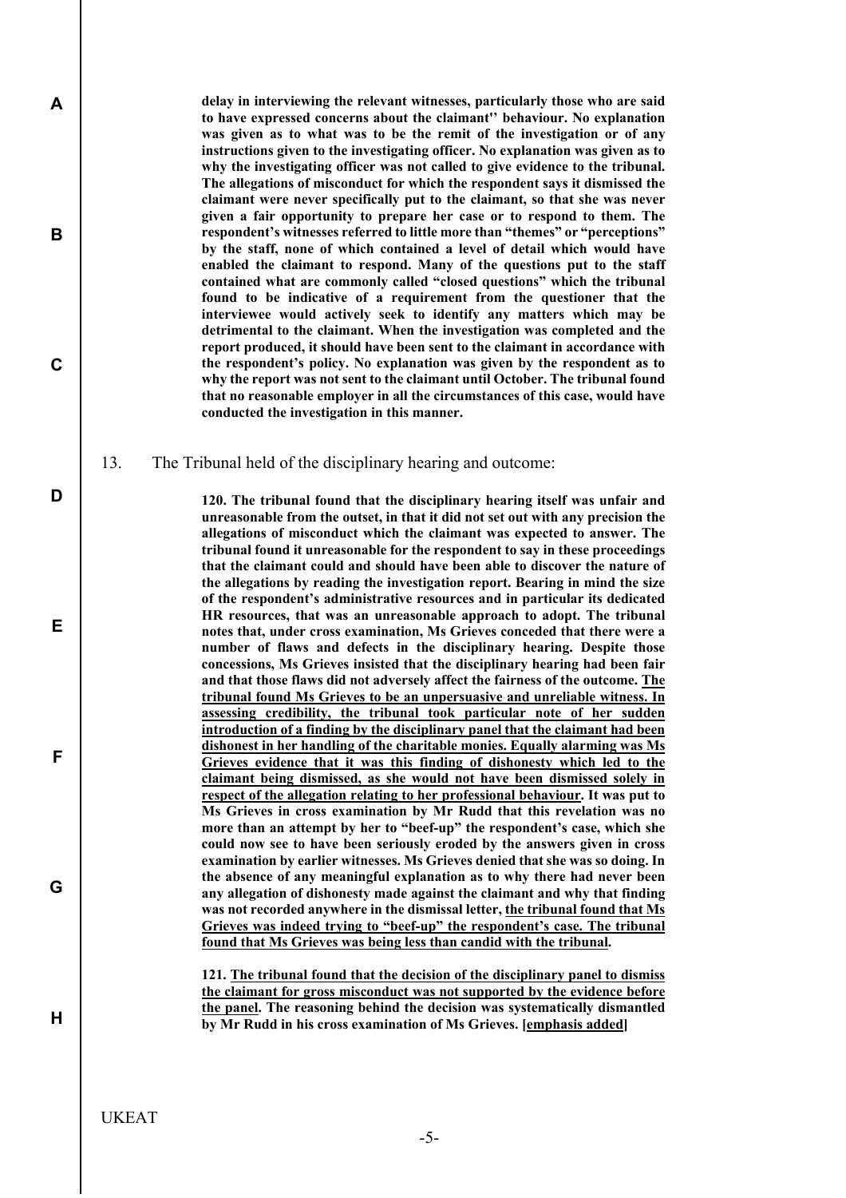**delay in interviewing the relevant witnesses, particularly those who are said to have expressed concerns about the claimant'' behaviour. No explanation was given as to what was to be the remit of the investigation or of any instructions given to the investigating officer. No explanation was given as to why the investigating officer was not called to give evidence to the tribunal. The allegations of misconduct for which the respondent says it dismissed the claimant were never specifically put to the claimant, so that she was never given a fair opportunity to prepare her case or to respond to them. The respondent's witnesses referred to little more than "themes" or "perceptions" by the staff, none of which contained a level of detail which would have enabled the claimant to respond. Many of the questions put to the staff contained what are commonly called "closed questions" which the tribunal found to be indicative of a requirement from the questioner that the interviewee would actively seek to identify any matters which may be detrimental to the claimant. When the investigation was completed and the report produced, it should have been sent to the claimant in accordance with the respondent's policy. No explanation was given by the respondent as to why the report was not sent to the claimant until October. The tribunal found that no reasonable employer in all the circumstances of this case, would have conducted the investigation in this manner.**

13. The Tribunal held of the disciplinary hearing and outcome:

**120. The tribunal found that the disciplinary hearing itself was unfair and unreasonable from the outset, in that it did not set out with any precision the allegations of misconduct which the claimant was expected to answer. The tribunal found it unreasonable for the respondent to say in these proceedings that the claimant could and should have been able to discover the nature of the allegations by reading the investigation report. Bearing in mind the size of the respondent's administrative resources and in particular its dedicated HR resources, that was an unreasonable approach to adopt. The tribunal notes that, under cross examination, Ms Grieves conceded that there were a number of flaws and defects in the disciplinary hearing. Despite those concessions, Ms Grieves insisted that the disciplinary hearing had been fair and that those flaws did not adversely affect the fairness of the outcome. <u>The tribunal found Ms Grieves to be an unpersuasive and unreliable witness. In assessing credibility, the tribunal took particular note of her sudden introduction of a finding by the disciplinary panel that the claimant had been dishonest in her handling of the charitable monies. Equally alarming was Ms Grieves evidence that it was this finding of dishonesty which led to the claimant being dismissed, as she would not have been dismissed solely in respect of the allegation relating to her professional behaviour</u>. It was put to Ms Grieves in cross examination by Mr Rudd that this revelation was no more than an attempt by her to "beef-up" the respondent's case, which she could now see to have been seriously eroded by the answers given in cross examination by earlier witnesses. Ms Grieves denied that she was so doing. In the absence of any meaningful explanation as to why there had never been any allegation of dishonesty made against the claimant and why that finding was not recorded anywhere in the dismissal letter, <u>the tribunal found that Ms Grieves was indeed trying to "beef-up" the respondent's case. The tribunal found that Ms Grieves was being less than candid with the tribunal</u>.**

**121. <u>The tribunal found that the decision of the disciplinary panel to dismiss the claimant for gross misconduct was not supported by the evidence before the panel</u>. The reasoning behind the decision was systematically dismantled by Mr Rudd in his cross examination of Ms Grieves. [<u>emphasis added</u>]**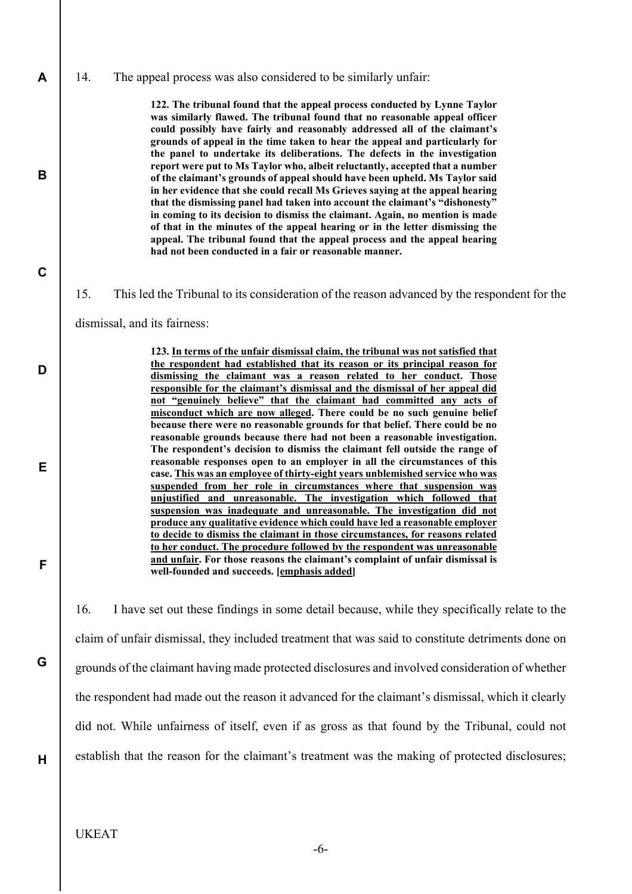14. The appeal process was also considered to be similarly unfair:

> **122. The tribunal found that the appeal process conducted by Lynne Taylor was similarly flawed. The tribunal found that no reasonable appeal officer could possibly have fairly and reasonably addressed all of the claimant's grounds of appeal in the time taken to hear the appeal and particularly for the panel to undertake its deliberations. The defects in the investigation report were put to Ms Taylor who, albeit reluctantly, accepted that a number of the claimant's grounds of appeal should have been upheld. Ms Taylor said in her evidence that she could recall Ms Grieves saying at the appeal hearing that the dismissing panel had taken into account the claimant's "dishonesty" in coming to its decision to dismiss the claimant. Again, no mention is made of that in the minutes of the appeal hearing or in the letter dismissing the appeal. The tribunal found that the appeal process and the appeal hearing had not been conducted in a fair or reasonable manner.**

15. This led the Tribunal to its consideration of the reason advanced by the respondent for the dismissal, and its fairness:

> **123. <u>In terms of the unfair dismissal claim, the tribunal was not satisfied that the respondent had established that its reason or its principal reason for dismissing the claimant was a reason related to her conduct</u>. <u>Those responsible for the claimant's dismissal and the dismissal of her appeal did not "genuinely believe" that the claimant had committed any acts of misconduct which are now alleged</u>. There could be no such genuine belief because there were no reasonable grounds for that belief. There could be no reasonable grounds because there had not been a reasonable investigation. The respondent's decision to dismiss the claimant fell outside the range of reasonable responses open to an employer in all the circumstances of this case. <u>This was an employee of thirty-eight years unblemished service who was suspended from her role in circumstances where that suspension was unjustified and unreasonable. The investigation which followed that suspension was inadequate and unreasonable. The investigation did not produce any qualitative evidence which could have led a reasonable employer to decide to dismiss the claimant in those circumstances, for reasons related to her conduct. The procedure followed by the respondent was unreasonable and unfair</u>. For those reasons the claimant's complaint of unfair dismissal is well-founded and succeeds. [<u>emphasis added</u>]**

16. I have set out these findings in some detail because, while they specifically relate to the claim of unfair dismissal, they included treatment that was said to constitute detriments done on grounds of the claimant having made protected disclosures and involved consideration of whether the respondent had made out the reason it advanced for the claimant's dismissal, which it clearly did not. While unfairness of itself, even if as gross as that found by the Tribunal, could not establish that the reason for the claimant's treatment was the making of protected disclosures;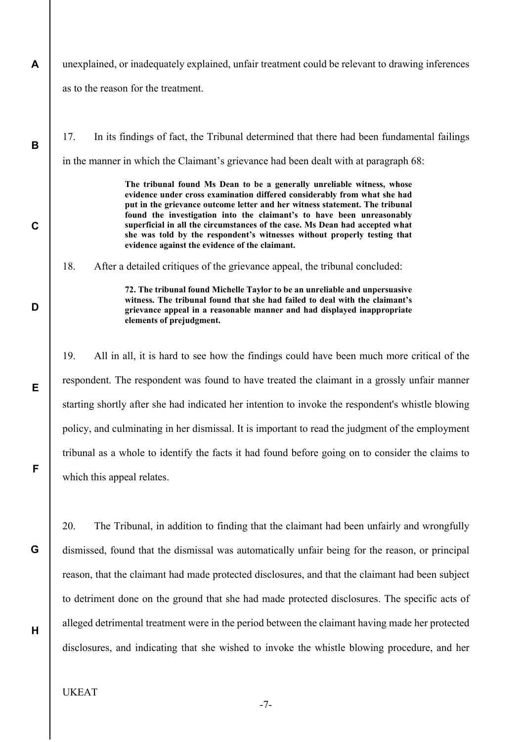unexplained, or inadequately explained, unfair treatment could be relevant to drawing inferences as to the reason for the treatment.

17. In its findings of fact, the Tribunal determined that there had been fundamental failings in the manner in which the Claimant's grievance had been dealt with at paragraph 68:

> **The tribunal found Ms Dean to be a generally unreliable witness, whose evidence under cross examination differed considerably from what she had put in the grievance outcome letter and her witness statement. The tribunal found the investigation into the claimant's to have been unreasonably superficial in all the circumstances of the case. Ms Dean had accepted what she was told by the respondent's witnesses without properly testing that evidence against the evidence of the claimant.**

18. After a detailed critiques of the grievance appeal, the tribunal concluded:

> **72. The tribunal found Michelle Taylor to be an unreliable and unpersuasive witness. The tribunal found that she had failed to deal with the claimant's grievance appeal in a reasonable manner and had displayed inappropriate elements of prejudgment.**

19. All in all, it is hard to see how the findings could have been much more critical of the respondent. The respondent was found to have treated the claimant in a grossly unfair manner starting shortly after she had indicated her intention to invoke the respondent's whistle blowing policy, and culminating in her dismissal. It is important to read the judgment of the employment tribunal as a whole to identify the facts it had found before going on to consider the claims to which this appeal relates.

20. The Tribunal, in addition to finding that the claimant had been unfairly and wrongfully dismissed, found that the dismissal was automatically unfair being for the reason, or principal reason, that the claimant had made protected disclosures, and that the claimant had been subject to detriment done on the ground that she had made protected disclosures. The specific acts of alleged detrimental treatment were in the period between the claimant having made her protected disclosures, and indicating that she wished to invoke the whistle blowing procedure, and her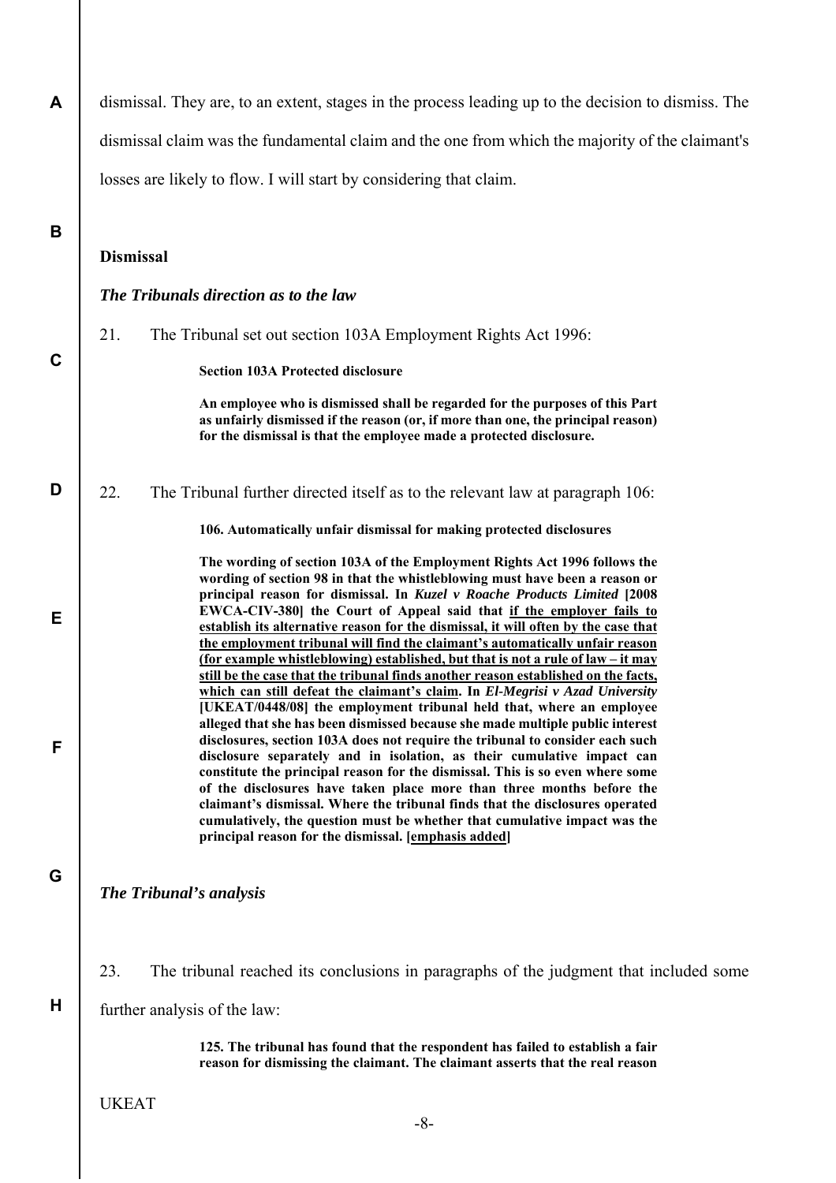dismissal. They are, to an extent, stages in the process leading up to the decision to dismiss. The dismissal claim was the fundamental claim and the one from which the majority of the claimant's losses are likely to flow. I will start by considering that claim.

**Dismissal**

***The Tribunals direction as to the law***

21. The Tribunal set out section 103A Employment Rights Act 1996:

> **Section 103A Protected disclosure**
>
> **An employee who is dismissed shall be regarded for the purposes of this Part as unfairly dismissed if the reason (or, if more than one, the principal reason) for the dismissal is that the employee made a protected disclosure.**

22. The Tribunal further directed itself as to the relevant law at paragraph 106:

> **106. Automatically unfair dismissal for making protected disclosures**
>
> **The wording of section 103A of the Employment Rights Act 1996 follows the wording of section 98 in that the whistleblowing must have been a reason or principal reason for dismissal. In *Kuzel v Roache Products Limited* [2008 EWCA-CIV-380] the Court of Appeal said that <u>if the employer fails to establish its alternative reason for the dismissal, it will often by the case that the employment tribunal will find the claimant's automatically unfair reason (for example whistleblowing) established, but that is not a rule of law – it may still be the case that the tribunal finds another reason established on the facts, which can still defeat the claimant's claim</u>. In *El-Megrisi v Azad University* [UKEAT/0448/08] the employment tribunal held that, where an employee alleged that she has been dismissed because she made multiple public interest disclosures, section 103A does not require the tribunal to consider each such disclosure separately and in isolation, as their cumulative impact can constitute the principal reason for the dismissal. This is so even where some of the disclosures have taken place more than three months before the claimant's dismissal. Where the tribunal finds that the disclosures operated cumulatively, the question must be whether that cumulative impact was the principal reason for the dismissal. [<u>emphasis added</u>]**

***The Tribunal's analysis***

23. The tribunal reached its conclusions in paragraphs of the judgment that included some further analysis of the law:

> **125. The tribunal has found that the respondent has failed to establish a fair reason for dismissing the claimant. The claimant asserts that the real reason**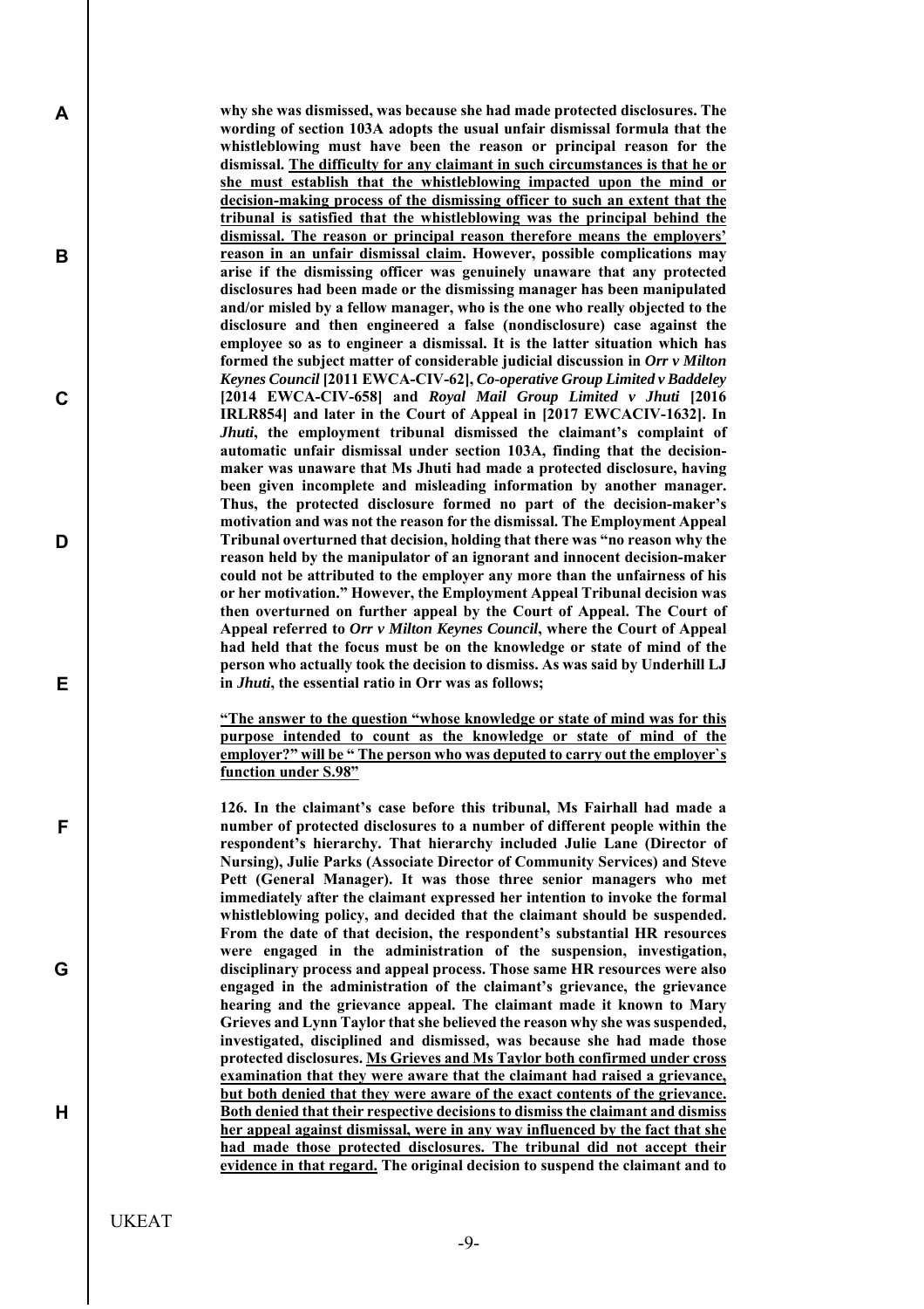**why she was dismissed, was because she had made protected disclosures. The wording of section 103A adopts the usual unfair dismissal formula that the whistleblowing must have been the reason or principal reason for the dismissal. <u>The difficulty for any claimant in such circumstances is that he or she must establish that the whistleblowing impacted upon the mind or decision-making process of the dismissing officer to such an extent that the tribunal is satisfied that the whistleblowing was the principal behind the dismissal. The reason or principal reason therefore means the employers' reason in an unfair dismissal claim</u>. However, possible complications may arise if the dismissing officer was genuinely unaware that any protected disclosures had been made or the dismissing manager has been manipulated and/or misled by a fellow manager, who is the one who really objected to the disclosure and then engineered a false (nondisclosure) case against the employee so as to engineer a dismissal. It is the latter situation which has formed the subject matter of considerable judicial discussion in *Orr v Milton Keynes Council* [2011 EWCA-CIV-62], *Co-operative Group Limited v Baddeley* [2014 EWCA-CIV-658] and *Royal Mail Group Limited v Jhuti* [2016 IRLR854] and later in the Court of Appeal in [2017 EWCACIV-1632]. In *Jhuti*, the employment tribunal dismissed the claimant's complaint of automatic unfair dismissal under section 103A, finding that the decision-maker was unaware that Ms Jhuti had made a protected disclosure, having been given incomplete and misleading information by another manager. Thus, the protected disclosure formed no part of the decision-maker's motivation and was not the reason for the dismissal. The Employment Appeal Tribunal overturned that decision, holding that there was "no reason why the reason held by the manipulator of an ignorant and innocent decision-maker could not be attributed to the employer any more than the unfairness of his or her motivation." However, the Employment Appeal Tribunal decision was then overturned on further appeal by the Court of Appeal. The Court of Appeal referred to *Orr v Milton Keynes Council*, where the Court of Appeal had held that the focus must be on the knowledge or state of mind of the person who actually took the decision to dismiss. As was said by Underhill LJ in *Jhuti*, the essential ratio in Orr was as follows;**

**<u>"The answer to the question "whose knowledge or state of mind was for this purpose intended to count as the knowledge or state of mind of the employer?" will be " The person who was deputed to carry out the employer`s function under S.98"</u>**

**126. In the claimant's case before this tribunal, Ms Fairhall had made a number of protected disclosures to a number of different people within the respondent's hierarchy. That hierarchy included Julie Lane (Director of Nursing), Julie Parks (Associate Director of Community Services) and Steve Pett (General Manager). It was those three senior managers who met immediately after the claimant expressed her intention to invoke the formal whistleblowing policy, and decided that the claimant should be suspended. From the date of that decision, the respondent's substantial HR resources were engaged in the administration of the suspension, investigation, disciplinary process and appeal process. Those same HR resources were also engaged in the administration of the claimant's grievance, the grievance hearing and the grievance appeal. The claimant made it known to Mary Grieves and Lynn Taylor that she believed the reason why she was suspended, investigated, disciplined and dismissed, was because she had made those protected disclosures. <u>Ms Grieves and Ms Taylor both confirmed under cross examination that they were aware that the claimant had raised a grievance, but both denied that they were aware of the exact contents of the grievance. Both denied that their respective decisions to dismiss the claimant and dismiss her appeal against dismissal, were in any way influenced by the fact that she had made those protected disclosures. The tribunal did not accept their evidence in that regard.</u> The original decision to suspend the claimant and to**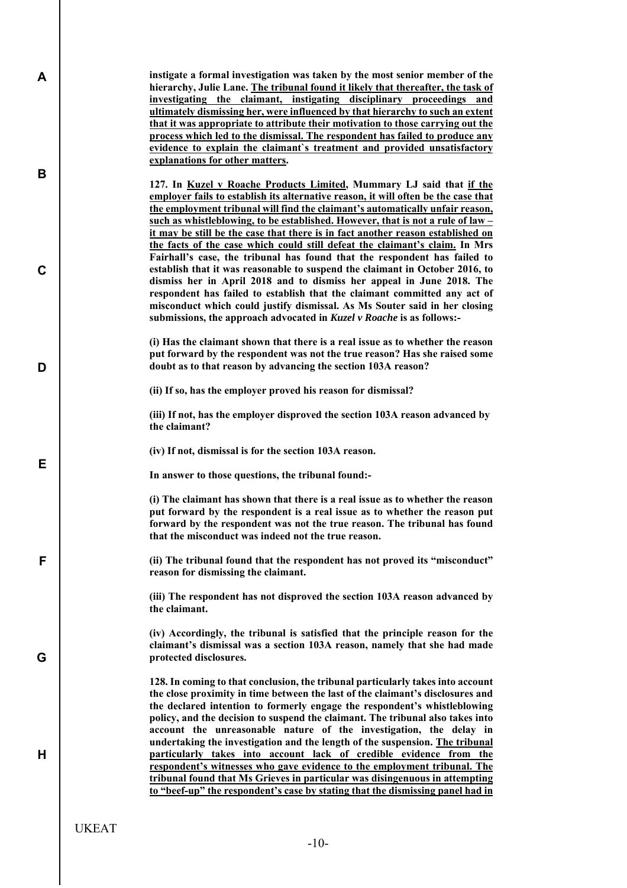**instigate a formal investigation was taken by the most senior member of the hierarchy, Julie Lane. The tribunal found it likely that thereafter, the task of investigating the claimant, instigating disciplinary proceedings and ultimately dismissing her, were influenced by that hierarchy to such an extent that it was appropriate to attribute their motivation to those carrying out the process which led to the dismissal. The respondent has failed to produce any evidence to explain the claimant`s treatment and provided unsatisfactory explanations for other matters.**

**127. In Kuzel v Roache Products Limited, Mummary LJ said that if the employer fails to establish its alternative reason, it will often be the case that the employment tribunal will find the claimant's automatically unfair reason, such as whistleblowing, to be established. However, that is not a rule of law – it may be still be the case that there is in fact another reason established on the facts of the case which could still defeat the claimant's claim. In Mrs Fairhall's case, the tribunal has found that the respondent has failed to establish that it was reasonable to suspend the claimant in October 2016, to dismiss her in April 2018 and to dismiss her appeal in June 2018. The respondent has failed to establish that the claimant committed any act of misconduct which could justify dismissal. As Ms Souter said in her closing submissions, the approach advocated in *Kuzel v Roache* is as follows:-**

**(i) Has the claimant shown that there is a real issue as to whether the reason put forward by the respondent was not the true reason? Has she raised some doubt as to that reason by advancing the section 103A reason?**

**(ii) If so, has the employer proved his reason for dismissal?**

**(iii) If not, has the employer disproved the section 103A reason advanced by the claimant?**

**(iv) If not, dismissal is for the section 103A reason.**

**In answer to those questions, the tribunal found:-**

**(i) The claimant has shown that there is a real issue as to whether the reason put forward by the respondent is a real issue as to whether the reason put forward by the respondent was not the true reason. The tribunal has found that the misconduct was indeed not the true reason.**

**(ii) The tribunal found that the respondent has not proved its "misconduct" reason for dismissing the claimant.**

**(iii) The respondent has not disproved the section 103A reason advanced by the claimant.**

**(iv) Accordingly, the tribunal is satisfied that the principle reason for the claimant's dismissal was a section 103A reason, namely that she had made protected disclosures.**

**128. In coming to that conclusion, the tribunal particularly takes into account the close proximity in time between the last of the claimant's disclosures and the declared intention to formerly engage the respondent's whistleblowing policy, and the decision to suspend the claimant. The tribunal also takes into account the unreasonable nature of the investigation, the delay in undertaking the investigation and the length of the suspension. The tribunal particularly takes into account lack of credible evidence from the respondent's witnesses who gave evidence to the employment tribunal. The tribunal found that Ms Grieves in particular was disingenuous in attempting to "beef-up" the respondent's case by stating that the dismissing panel had in**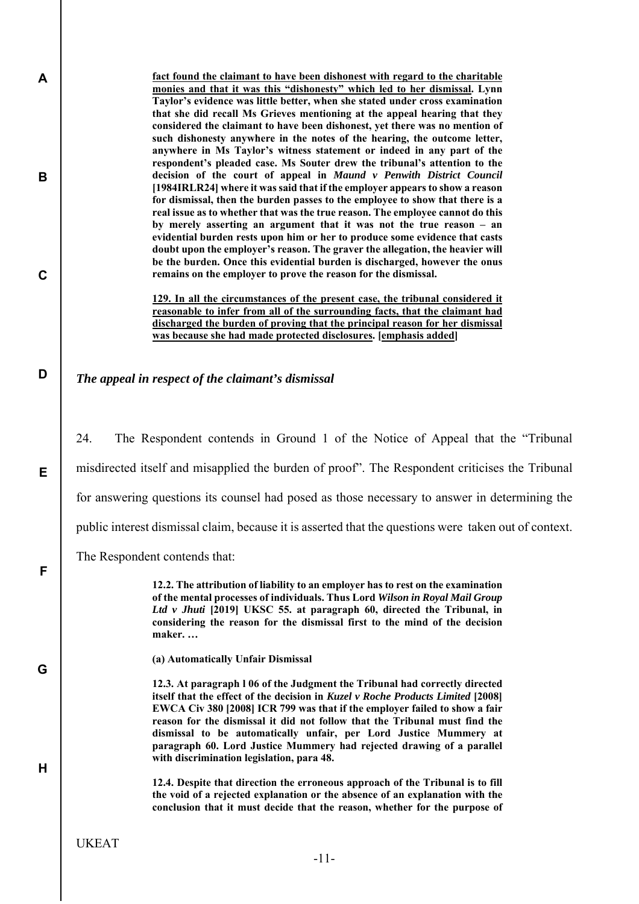**<u>fact found the claimant to have been dishonest with regard to the charitable monies and that it was this "dishonesty" which led to her dismissal</u>. Lynn Taylor's evidence was little better, when she stated under cross examination that she did recall Ms Grieves mentioning at the appeal hearing that they considered the claimant to have been dishonest, yet there was no mention of such dishonesty anywhere in the notes of the hearing, the outcome letter, anywhere in Ms Taylor's witness statement or indeed in any part of the respondent's pleaded case. Ms Souter drew the tribunal's attention to the decision of the court of appeal in *Maund v Penwith District Council* [1984IRLR24] where it was said that if the employer appears to show a reason for dismissal, then the burden passes to the employee to show that there is a real issue as to whether that was the true reason. The employee cannot do this by merely asserting an argument that it was not the true reason – an evidential burden rests upon him or her to produce some evidence that casts doubt upon the employer's reason. The graver the allegation, the heavier will be the burden. Once this evidential burden is discharged, however the onus remains on the employer to prove the reason for the dismissal.**

**<u>129. In all the circumstances of the present case, the tribunal considered it reasonable to infer from all of the surrounding facts, that the claimant had discharged the burden of proving that the principal reason for her dismissal was because she had made protected disclosures</u>. [<u>emphasis added</u>]**

### *The appeal in respect of the claimant's dismissal*

24. The Respondent contends in Ground 1 of the Notice of Appeal that the "Tribunal misdirected itself and misapplied the burden of proof". The Respondent criticises the Tribunal for answering questions its counsel had posed as those necessary to answer in determining the public interest dismissal claim, because it is asserted that the questions were taken out of context. The Respondent contends that:

> **12.2. The attribution of liability to an employer has to rest on the examination of the mental processes of individuals. Thus Lord *Wilson in Royal Mail Group Ltd v Jhuti* [2019] UKSC 55. at paragraph 60, directed the Tribunal, in considering the reason for the dismissal first to the mind of the decision maker. …**
>
> **(a) Automatically Unfair Dismissal**
>
> **12.3. At paragraph l 06 of the Judgment the Tribunal had correctly directed itself that the effect of the decision in *Kuzel v Roche Products Limited* [2008] EWCA Civ 380 [2008] ICR 799 was that if the employer failed to show a fair reason for the dismissal it did not follow that the Tribunal must find the dismissal to be automatically unfair, per Lord Justice Mummery at paragraph 60. Lord Justice Mummery had rejected drawing of a parallel with discrimination legislation, para 48.**
>
> **12.4. Despite that direction the erroneous approach of the Tribunal is to fill the void of a rejected explanation or the absence of an explanation with the conclusion that it must decide that the reason, whether for the purpose of**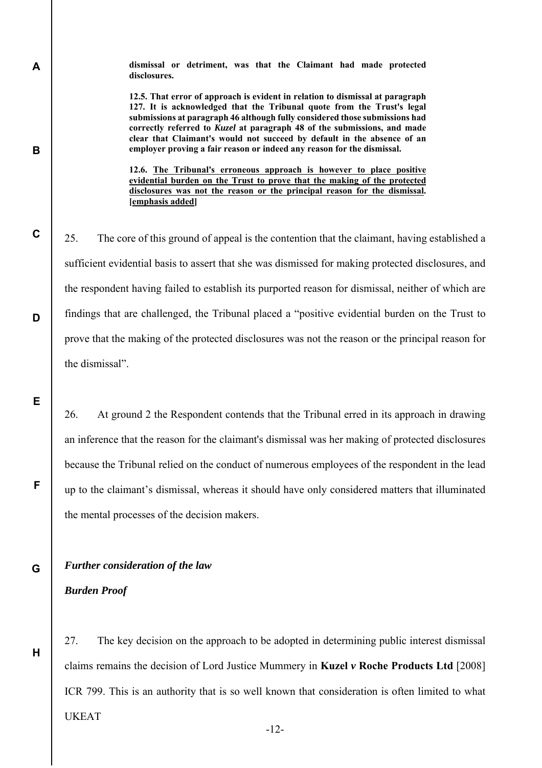**dismissal or detriment, was that the Claimant had made protected disclosures.**

> **12.5. That error of approach is evident in relation to dismissal at paragraph 127. It is acknowledged that the Tribunal quote from the Trust's legal submissions at paragraph 46 although fully considered those submissions had correctly referred to *Kuzel* at paragraph 48 of the submissions, and made clear that Claimant's would not succeed by default in the absence of an employer proving a fair reason or indeed any reason for the dismissal.**
>
> **12.6. <u>The Tribunal's erroneous approach is however to place positive evidential burden on the Trust to prove that the making of the protected disclosures was not the reason or the principal reason for the dismissal</u>. [<u>emphasis added</u>]**

25. The core of this ground of appeal is the contention that the claimant, having established a sufficient evidential basis to assert that she was dismissed for making protected disclosures, and the respondent having failed to establish its purported reason for dismissal, neither of which are findings that are challenged, the Tribunal placed a "positive evidential burden on the Trust to prove that the making of the protected disclosures was not the reason or the principal reason for the dismissal".

26. At ground 2 the Respondent contends that the Tribunal erred in its approach in drawing an inference that the reason for the claimant's dismissal was her making of protected disclosures because the Tribunal relied on the conduct of numerous employees of the respondent in the lead up to the claimant's dismissal, whereas it should have only considered matters that illuminated the mental processes of the decision makers.

***Further consideration of the law***

***Burden Proof***

27. The key decision on the approach to be adopted in determining public interest dismissal claims remains the decision of Lord Justice Mummery in **Kuzel *v* Roche Products Ltd** [2008] ICR 799. This is an authority that is so well known that consideration is often limited to what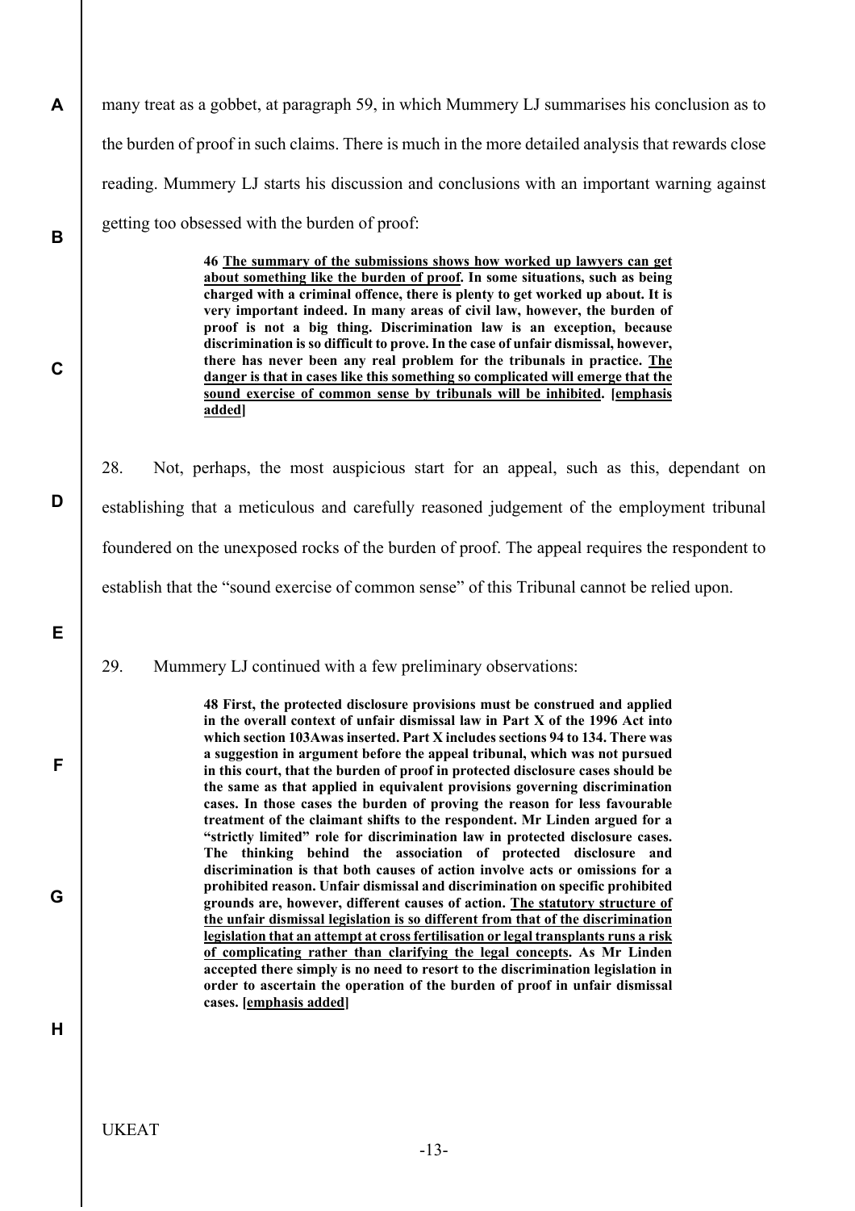many treat as a gobbet, at paragraph 59, in which Mummery LJ summarises his conclusion as to the burden of proof in such claims. There is much in the more detailed analysis that rewards close reading. Mummery LJ starts his discussion and conclusions with an important warning against getting too obsessed with the burden of proof:

> **46 <u>The summary of the submissions shows how worked up lawyers can get about something like the burden of proof</u>. In some situations, such as being charged with a criminal offence, there is plenty to get worked up about. It is very important indeed. In many areas of civil law, however, the burden of proof is not a big thing. Discrimination law is an exception, because discrimination is so difficult to prove. In the case of unfair dismissal, however, there has never been any real problem for the tribunals in practice. <u>The danger is that in cases like this something so complicated will emerge that the sound exercise of common sense by tribunals will be inhibited</u>. [<u>emphasis added</u>]**

28. Not, perhaps, the most auspicious start for an appeal, such as this, dependant on establishing that a meticulous and carefully reasoned judgement of the employment tribunal foundered on the unexposed rocks of the burden of proof. The appeal requires the respondent to establish that the "sound exercise of common sense" of this Tribunal cannot be relied upon.

29. Mummery LJ continued with a few preliminary observations:

> **48 First, the protected disclosure provisions must be construed and applied in the overall context of unfair dismissal law in Part X of the 1996 Act into which section 103Awas inserted. Part X includes sections 94 to 134. There was a suggestion in argument before the appeal tribunal, which was not pursued in this court, that the burden of proof in protected disclosure cases should be the same as that applied in equivalent provisions governing discrimination cases. In those cases the burden of proving the reason for less favourable treatment of the claimant shifts to the respondent. Mr Linden argued for a "strictly limited" role for discrimination law in protected disclosure cases. The thinking behind the association of protected disclosure and discrimination is that both causes of action involve acts or omissions for a prohibited reason. Unfair dismissal and discrimination on specific prohibited grounds are, however, different causes of action. <u>The statutory structure of the unfair dismissal legislation is so different from that of the discrimination legislation that an attempt at cross fertilisation or legal transplants runs a risk of complicating rather than clarifying the legal concepts</u>. As Mr Linden accepted there simply is no need to resort to the discrimination legislation in order to ascertain the operation of the burden of proof in unfair dismissal cases. [<u>emphasis added</u>]**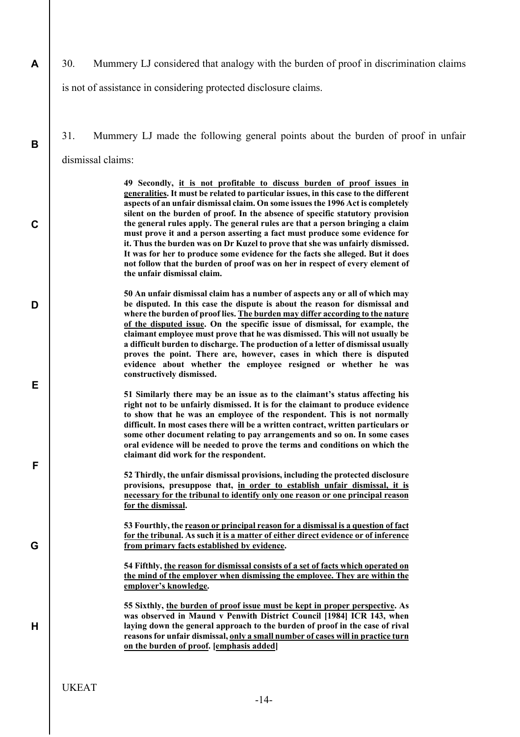30. Mummery LJ considered that analogy with the burden of proof in discrimination claims is not of assistance in considering protected disclosure claims.

31. Mummery LJ made the following general points about the burden of proof in unfair dismissal claims:

> **49 Secondly, <u>it is not profitable to discuss burden of proof issues in generalities</u>. It must be related to particular issues, in this case to the different aspects of an unfair dismissal claim. On some issues the 1996 Act is completely silent on the burden of proof. In the absence of specific statutory provision the general rules apply. The general rules are that a person bringing a claim must prove it and a person asserting a fact must produce some evidence for it. Thus the burden was on Dr Kuzel to prove that she was unfairly dismissed. It was for her to produce some evidence for the facts she alleged. But it does not follow that the burden of proof was on her in respect of every element of the unfair dismissal claim.**
>
> **50 An unfair dismissal claim has a number of aspects any or all of which may be disputed. In this case the dispute is about the reason for dismissal and where the burden of proof lies. <u>The burden may differ according to the nature of the disputed issue</u>. On the specific issue of dismissal, for example, the claimant employee must prove that he was dismissed. This will not usually be a difficult burden to discharge. The production of a letter of dismissal usually proves the point. There are, however, cases in which there is disputed evidence about whether the employee resigned or whether he was constructively dismissed.**
>
> **51 Similarly there may be an issue as to the claimant's status affecting his right not to be unfairly dismissed. It is for the claimant to produce evidence to show that he was an employee of the respondent. This is not normally difficult. In most cases there will be a written contract, written particulars or some other document relating to pay arrangements and so on. In some cases oral evidence will be needed to prove the terms and conditions on which the claimant did work for the respondent.**
>
> **52 Thirdly, the unfair dismissal provisions, including the protected disclosure provisions, presuppose that, <u>in order to establish unfair dismissal, it is necessary for the tribunal to identify only one reason or one principal reason for the dismissal</u>.**
>
> **53 Fourthly, the <u>reason or principal reason for a dismissal is a question of fact for the tribunal</u>. As such <u>it is a matter of either direct evidence or of inference from primary facts established by evidence</u>.**
>
> **54 Fifthly, <u>the reason for dismissal consists of a set of facts which operated on the mind of the employer when dismissing the employee. They are within the employer's knowledge</u>.**
>
> **55 Sixthly, <u>the burden of proof issue must be kept in proper perspective</u>. As was observed in Maund v Penwith District Council [1984] ICR 143, when laying down the general approach to the burden of proof in the case of rival reasons for unfair dismissal, <u>only a small number of cases will in practice turn on the burden of proof</u>. [<u>emphasis added</u>]**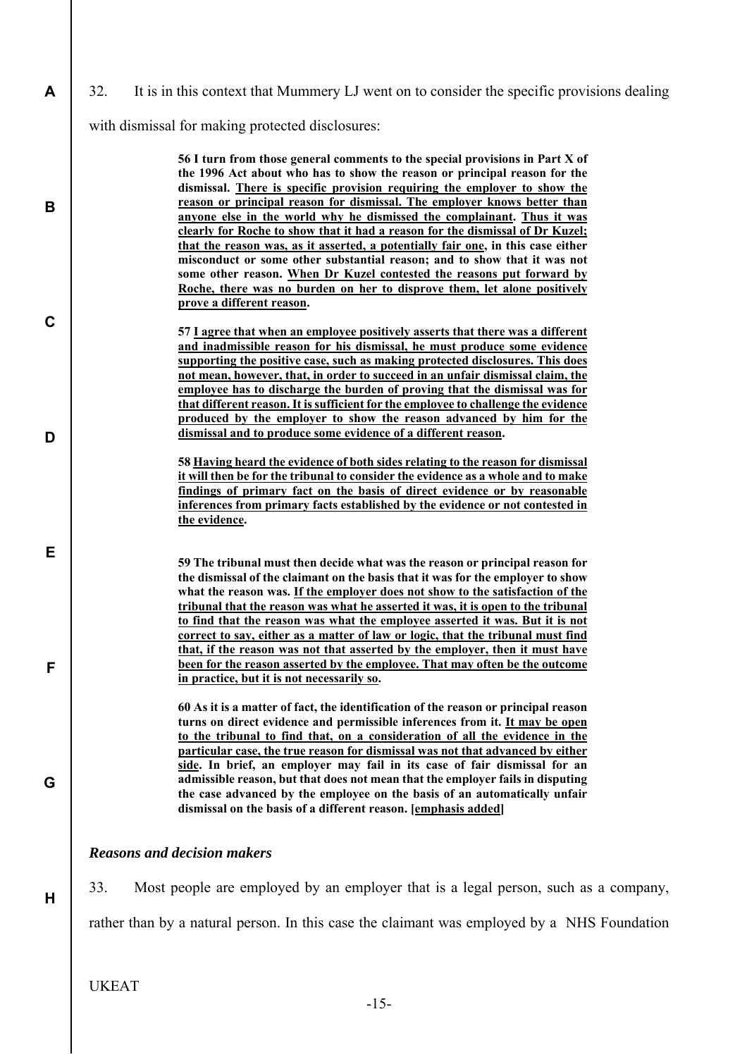32. It is in this context that Mummery LJ went on to consider the specific provisions dealing with dismissal for making protected disclosures:

> **56 I turn from those general comments to the special provisions in Part X of the 1996 Act about who has to show the reason or principal reason for the dismissal. <u>There is specific provision requiring the employer to show the reason or principal reason for dismissal. The employer knows better than anyone else in the world why he dismissed the complainant</u>. <u>Thus it was clearly for Roche to show that it had a reason for the dismissal of Dr Kuzel; that the reason was, as it asserted, a potentially fair one</u>, in this case either misconduct or some other substantial reason; and to show that it was not some other reason. <u>When Dr Kuzel contested the reasons put forward by Roche, there was no burden on her to disprove them, let alone positively prove a different reason</u>.**
>
> **57 <u>I agree that when an employee positively asserts that there was a different and inadmissible reason for his dismissal, he must produce some evidence supporting the positive case, such as making protected disclosures. This does not mean, however, that, in order to succeed in an unfair dismissal claim, the employee has to discharge the burden of proving that the dismissal was for that different reason. It is sufficient for the employee to challenge the evidence produced by the employer to show the reason advanced by him for the dismissal and to produce some evidence of a different reason</u>.**
>
> **58 <u>Having heard the evidence of both sides relating to the reason for dismissal it will then be for the tribunal to consider the evidence as a whole and to make findings of primary fact on the basis of direct evidence or by reasonable inferences from primary facts established by the evidence or not contested in the evidence</u>.**
>
> **59 The tribunal must then decide what was the reason or principal reason for the dismissal of the claimant on the basis that it was for the employer to show what the reason was. <u>If the employer does not show to the satisfaction of the tribunal that the reason was what he asserted it was, it is open to the tribunal to find that the reason was what the employee asserted it was. But it is not correct to say, either as a matter of law or logic, that the tribunal must find that, if the reason was not that asserted by the employer, then it must have been for the reason asserted by the employee. That may often be the outcome in practice, but it is not necessarily so</u>.**
>
> **60 As it is a matter of fact, the identification of the reason or principal reason turns on direct evidence and permissible inferences from it. <u>It may be open to the tribunal to find that, on a consideration of all the evidence in the particular case, the true reason for dismissal was not that advanced by either side</u>. In brief, an employer may fail in its case of fair dismissal for an admissible reason, but that does not mean that the employer fails in disputing the case advanced by the employee on the basis of an automatically unfair dismissal on the basis of a different reason. [<u>emphasis added</u>]**

### *Reasons and decision makers*

33. Most people are employed by an employer that is a legal person, such as a company, rather than by a natural person. In this case the claimant was employed by a NHS Foundation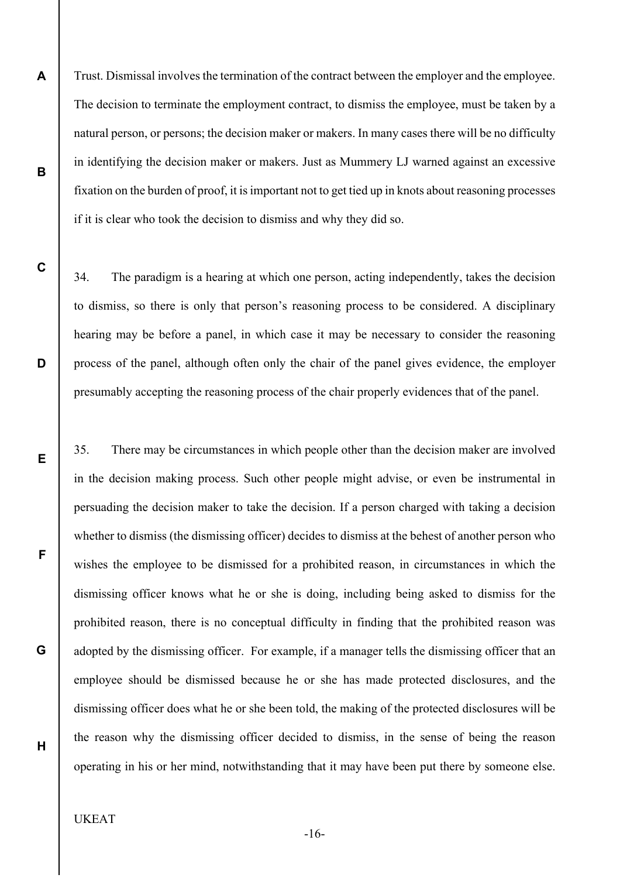Trust. Dismissal involves the termination of the contract between the employer and the employee. The decision to terminate the employment contract, to dismiss the employee, must be taken by a natural person, or persons; the decision maker or makers. In many cases there will be no difficulty in identifying the decision maker or makers. Just as Mummery LJ warned against an excessive fixation on the burden of proof, it is important not to get tied up in knots about reasoning processes if it is clear who took the decision to dismiss and why they did so.

34. The paradigm is a hearing at which one person, acting independently, takes the decision to dismiss, so there is only that person's reasoning process to be considered. A disciplinary hearing may be before a panel, in which case it may be necessary to consider the reasoning process of the panel, although often only the chair of the panel gives evidence, the employer presumably accepting the reasoning process of the chair properly evidences that of the panel.

35. There may be circumstances in which people other than the decision maker are involved in the decision making process. Such other people might advise, or even be instrumental in persuading the decision maker to take the decision. If a person charged with taking a decision whether to dismiss (the dismissing officer) decides to dismiss at the behest of another person who wishes the employee to be dismissed for a prohibited reason, in circumstances in which the dismissing officer knows what he or she is doing, including being asked to dismiss for the prohibited reason, there is no conceptual difficulty in finding that the prohibited reason was adopted by the dismissing officer. For example, if a manager tells the dismissing officer that an employee should be dismissed because he or she has made protected disclosures, and the dismissing officer does what he or she been told, the making of the protected disclosures will be the reason why the dismissing officer decided to dismiss, in the sense of being the reason operating in his or her mind, notwithstanding that it may have been put there by someone else.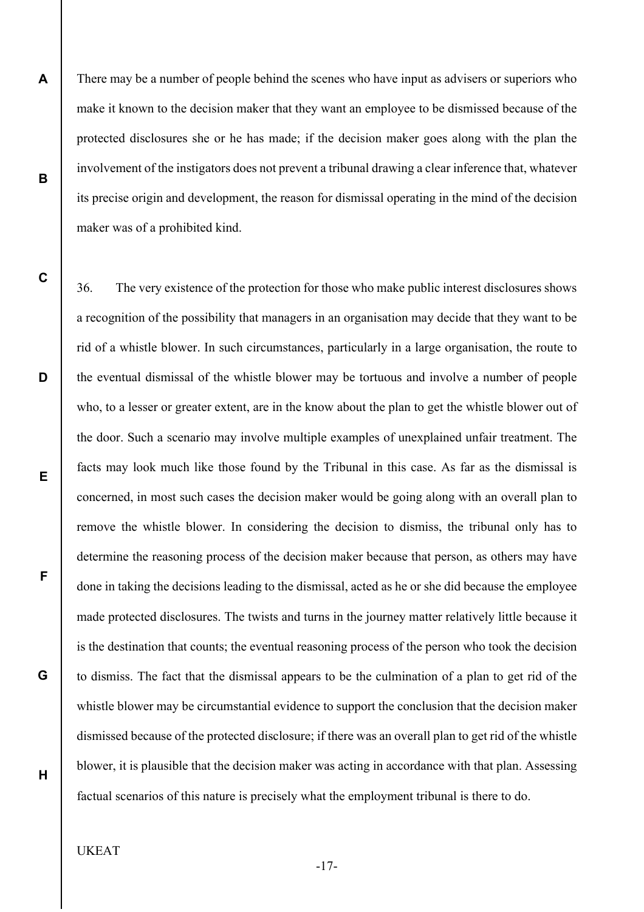There may be a number of people behind the scenes who have input as advisers or superiors who make it known to the decision maker that they want an employee to be dismissed because of the protected disclosures she or he has made; if the decision maker goes along with the plan the involvement of the instigators does not prevent a tribunal drawing a clear inference that, whatever its precise origin and development, the reason for dismissal operating in the mind of the decision maker was of a prohibited kind.

36. The very existence of the protection for those who make public interest disclosures shows a recognition of the possibility that managers in an organisation may decide that they want to be rid of a whistle blower. In such circumstances, particularly in a large organisation, the route to the eventual dismissal of the whistle blower may be tortuous and involve a number of people who, to a lesser or greater extent, are in the know about the plan to get the whistle blower out of the door. Such a scenario may involve multiple examples of unexplained unfair treatment. The facts may look much like those found by the Tribunal in this case. As far as the dismissal is concerned, in most such cases the decision maker would be going along with an overall plan to remove the whistle blower. In considering the decision to dismiss, the tribunal only has to determine the reasoning process of the decision maker because that person, as others may have done in taking the decisions leading to the dismissal, acted as he or she did because the employee made protected disclosures. The twists and turns in the journey matter relatively little because it is the destination that counts; the eventual reasoning process of the person who took the decision to dismiss. The fact that the dismissal appears to be the culmination of a plan to get rid of the whistle blower may be circumstantial evidence to support the conclusion that the decision maker dismissed because of the protected disclosure; if there was an overall plan to get rid of the whistle blower, it is plausible that the decision maker was acting in accordance with that plan. Assessing factual scenarios of this nature is precisely what the employment tribunal is there to do.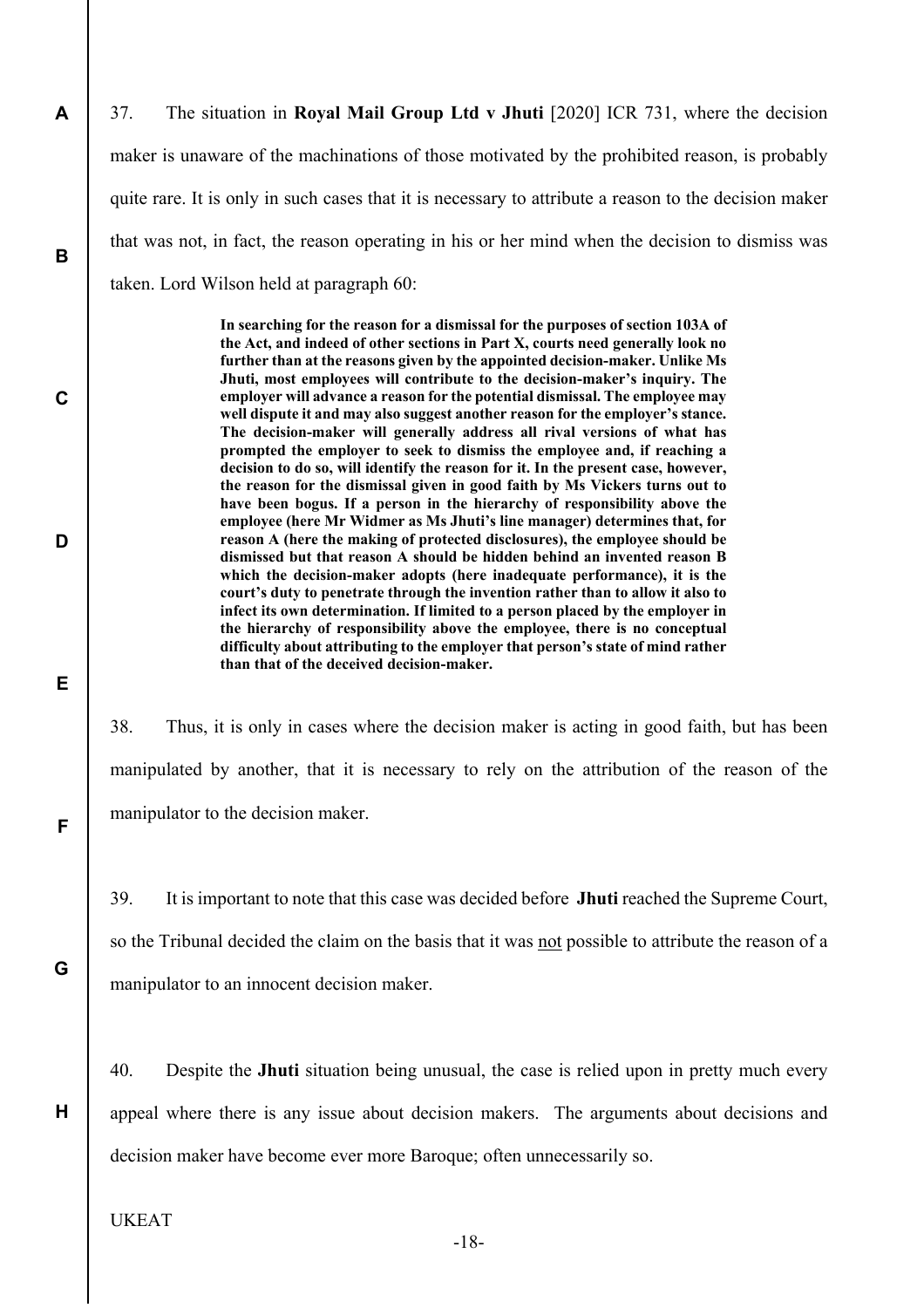37. The situation in **Royal Mail Group Ltd v Jhuti** [2020] ICR 731, where the decision maker is unaware of the machinations of those motivated by the prohibited reason, is probably quite rare. It is only in such cases that it is necessary to attribute a reason to the decision maker that was not, in fact, the reason operating in his or her mind when the decision to dismiss was taken. Lord Wilson held at paragraph 60:

> **In searching for the reason for a dismissal for the purposes of section 103A of the Act, and indeed of other sections in Part X, courts need generally look no further than at the reasons given by the appointed decision-maker. Unlike Ms Jhuti, most employees will contribute to the decision-maker's inquiry. The employer will advance a reason for the potential dismissal. The employee may well dispute it and may also suggest another reason for the employer's stance. The decision-maker will generally address all rival versions of what has prompted the employer to seek to dismiss the employee and, if reaching a decision to do so, will identify the reason for it. In the present case, however, the reason for the dismissal given in good faith by Ms Vickers turns out to have been bogus. If a person in the hierarchy of responsibility above the employee (here Mr Widmer as Ms Jhuti's line manager) determines that, for reason A (here the making of protected disclosures), the employee should be dismissed but that reason A should be hidden behind an invented reason B which the decision-maker adopts (here inadequate performance), it is the court's duty to penetrate through the invention rather than to allow it also to infect its own determination. If limited to a person placed by the employer in the hierarchy of responsibility above the employee, there is no conceptual difficulty about attributing to the employer that person's state of mind rather than that of the deceived decision-maker.**

38. Thus, it is only in cases where the decision maker is acting in good faith, but has been manipulated by another, that it is necessary to rely on the attribution of the reason of the manipulator to the decision maker.

39. It is important to note that this case was decided before **Jhuti** reached the Supreme Court, so the Tribunal decided the claim on the basis that it was <u>not</u> possible to attribute the reason of a manipulator to an innocent decision maker.

40. Despite the **Jhuti** situation being unusual, the case is relied upon in pretty much every appeal where there is any issue about decision makers. The arguments about decisions and decision maker have become ever more Baroque; often unnecessarily so.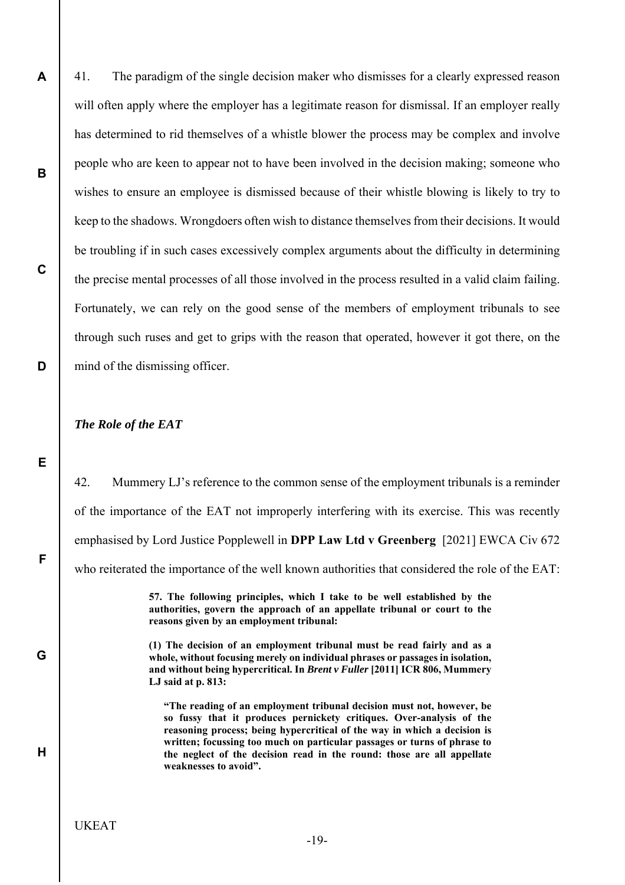41. The paradigm of the single decision maker who dismisses for a clearly expressed reason will often apply where the employer has a legitimate reason for dismissal. If an employer really has determined to rid themselves of a whistle blower the process may be complex and involve people who are keen to appear not to have been involved in the decision making; someone who wishes to ensure an employee is dismissed because of their whistle blowing is likely to try to keep to the shadows. Wrongdoers often wish to distance themselves from their decisions. It would be troubling if in such cases excessively complex arguments about the difficulty in determining the precise mental processes of all those involved in the process resulted in a valid claim failing. Fortunately, we can rely on the good sense of the members of employment tribunals to see through such ruses and get to grips with the reason that operated, however it got there, on the mind of the dismissing officer.

### *The Role of the EAT*

42. Mummery LJ's reference to the common sense of the employment tribunals is a reminder of the importance of the EAT not improperly interfering with its exercise. This was recently emphasised by Lord Justice Popplewell in **DPP Law Ltd v Greenberg** [2021] EWCA Civ 672 who reiterated the importance of the well known authorities that considered the role of the EAT:

> **57. The following principles, which I take to be well established by the authorities, govern the approach of an appellate tribunal or court to the reasons given by an employment tribunal:**
>
> **(1) The decision of an employment tribunal must be read fairly and as a whole, without focusing merely on individual phrases or passages in isolation, and without being hypercritical. In *Brent v Fuller* [2011] ICR 806, Mummery LJ said at p. 813:**
>
> > **"The reading of an employment tribunal decision must not, however, be so fussy that it produces pernickety critiques. Over-analysis of the reasoning process; being hypercritical of the way in which a decision is written; focussing too much on particular passages or turns of phrase to the neglect of the decision read in the round: those are all appellate weaknesses to avoid".**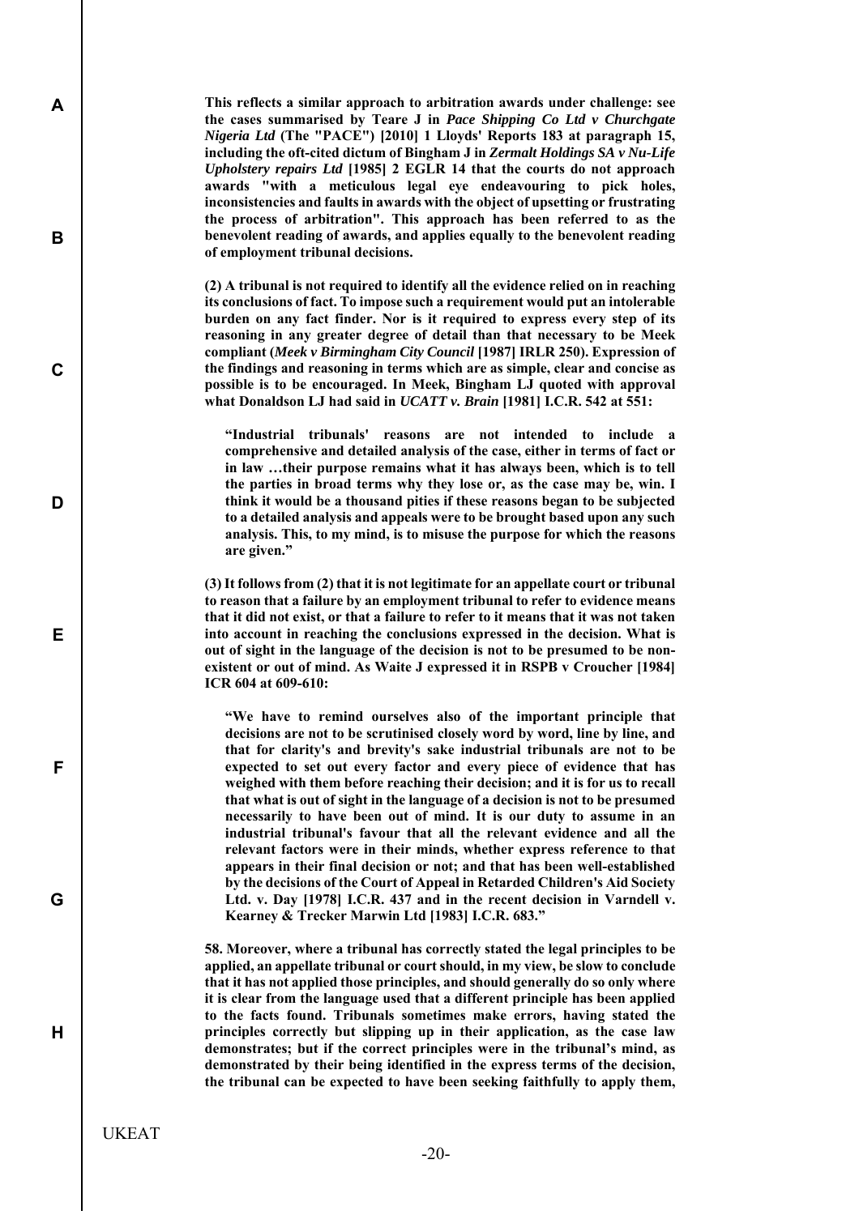**This reflects a similar approach to arbitration awards under challenge: see the cases summarised by Teare J in *Pace Shipping Co Ltd v Churchgate Nigeria Ltd* (The "PACE") [2010] 1 Lloyds' Reports 183 at paragraph 15, including the oft-cited dictum of Bingham J in *Zermalt Holdings SA v Nu-Life Upholstery repairs Ltd* [1985] 2 EGLR 14 that the courts do not approach awards "with a meticulous legal eye endeavouring to pick holes, inconsistencies and faults in awards with the object of upsetting or frustrating the process of arbitration". This approach has been referred to as the benevolent reading of awards, and applies equally to the benevolent reading of employment tribunal decisions.**

**(2) A tribunal is not required to identify all the evidence relied on in reaching its conclusions of fact. To impose such a requirement would put an intolerable burden on any fact finder. Nor is it required to express every step of its reasoning in any greater degree of detail than that necessary to be Meek compliant (*Meek v Birmingham City Council* [1987] IRLR 250). Expression of the findings and reasoning in terms which are as simple, clear and concise as possible is to be encouraged. In Meek, Bingham LJ quoted with approval what Donaldson LJ had said in *UCATT v. Brain* [1981] I.C.R. 542 at 551:**

> **"Industrial tribunals' reasons are not intended to include a comprehensive and detailed analysis of the case, either in terms of fact or in law …their purpose remains what it has always been, which is to tell the parties in broad terms why they lose or, as the case may be, win. I think it would be a thousand pities if these reasons began to be subjected to a detailed analysis and appeals were to be brought based upon any such analysis. This, to my mind, is to misuse the purpose for which the reasons are given."**

**(3) It follows from (2) that it is not legitimate for an appellate court or tribunal to reason that a failure by an employment tribunal to refer to evidence means that it did not exist, or that a failure to refer to it means that it was not taken into account in reaching the conclusions expressed in the decision. What is out of sight in the language of the decision is not to be presumed to be non-existent or out of mind. As Waite J expressed it in RSPB v Croucher [1984] ICR 604 at 609-610:**

> **"We have to remind ourselves also of the important principle that decisions are not to be scrutinised closely word by word, line by line, and that for clarity's and brevity's sake industrial tribunals are not to be expected to set out every factor and every piece of evidence that has weighed with them before reaching their decision; and it is for us to recall that what is out of sight in the language of a decision is not to be presumed necessarily to have been out of mind. It is our duty to assume in an industrial tribunal's favour that all the relevant evidence and all the relevant factors were in their minds, whether express reference to that appears in their final decision or not; and that has been well-established by the decisions of the Court of Appeal in Retarded Children's Aid Society Ltd. v. Day [1978] I.C.R. 437 and in the recent decision in Varndell v. Kearney & Trecker Marwin Ltd [1983] I.C.R. 683."**

**58. Moreover, where a tribunal has correctly stated the legal principles to be applied, an appellate tribunal or court should, in my view, be slow to conclude that it has not applied those principles, and should generally do so only where it is clear from the language used that a different principle has been applied to the facts found. Tribunals sometimes make errors, having stated the principles correctly but slipping up in their application, as the case law demonstrates; but if the correct principles were in the tribunal's mind, as demonstrated by their being identified in the express terms of the decision, the tribunal can be expected to have been seeking faithfully to apply them,**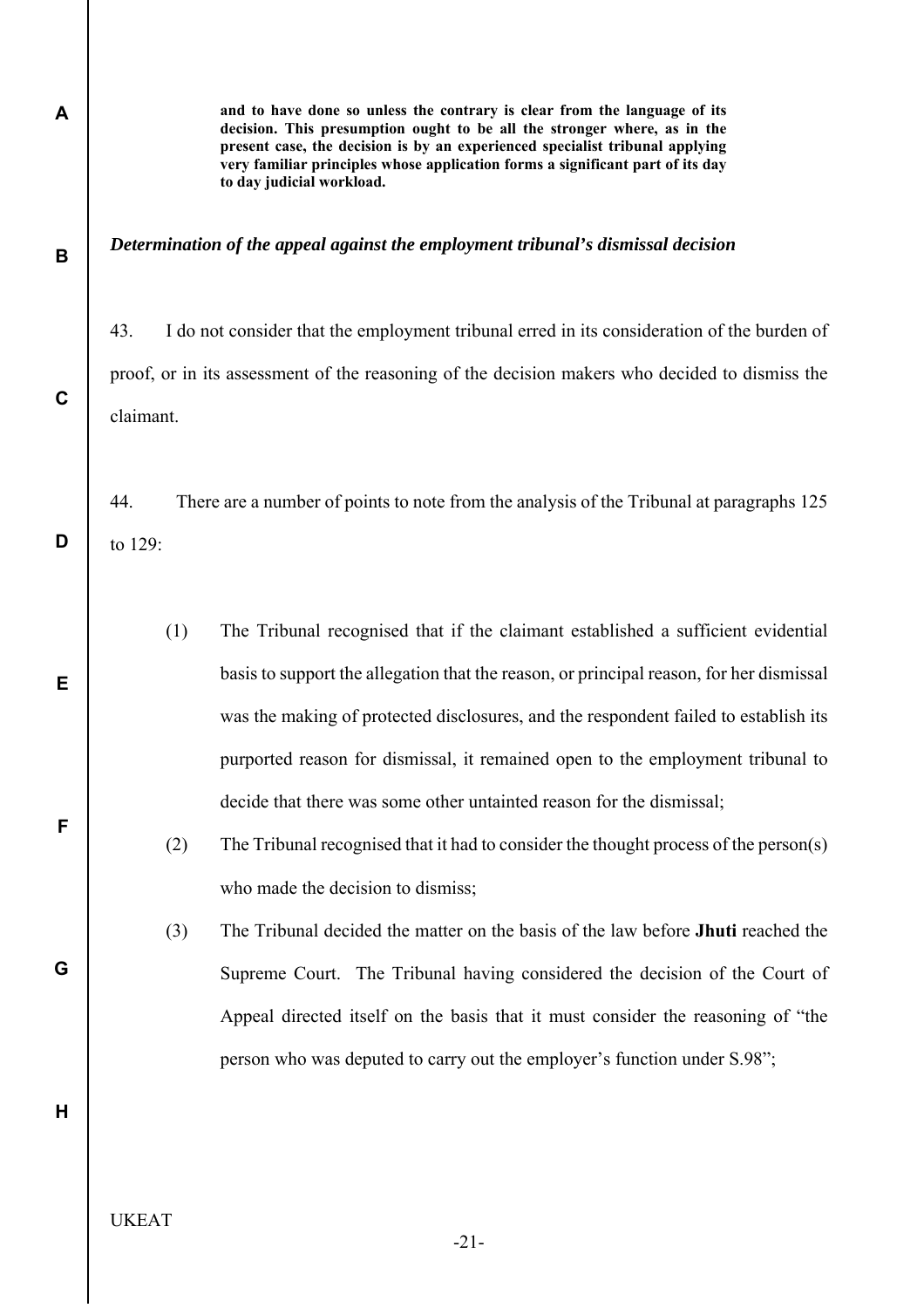**and to have done so unless the contrary is clear from the language of its decision. This presumption ought to be all the stronger where, as in the present case, the decision is by an experienced specialist tribunal applying very familiar principles whose application forms a significant part of its day to day judicial workload.**

***Determination of the appeal against the employment tribunal's dismissal decision***

43. I do not consider that the employment tribunal erred in its consideration of the burden of proof, or in its assessment of the reasoning of the decision makers who decided to dismiss the claimant.

44. There are a number of points to note from the analysis of the Tribunal at paragraphs 125 to 129:

(1) The Tribunal recognised that if the claimant established a sufficient evidential basis to support the allegation that the reason, or principal reason, for her dismissal was the making of protected disclosures, and the respondent failed to establish its purported reason for dismissal, it remained open to the employment tribunal to decide that there was some other untainted reason for the dismissal;

(2) The Tribunal recognised that it had to consider the thought process of the person(s) who made the decision to dismiss;

(3) The Tribunal decided the matter on the basis of the law before **Jhuti** reached the Supreme Court. The Tribunal having considered the decision of the Court of Appeal directed itself on the basis that it must consider the reasoning of "the person who was deputed to carry out the employer's function under S.98";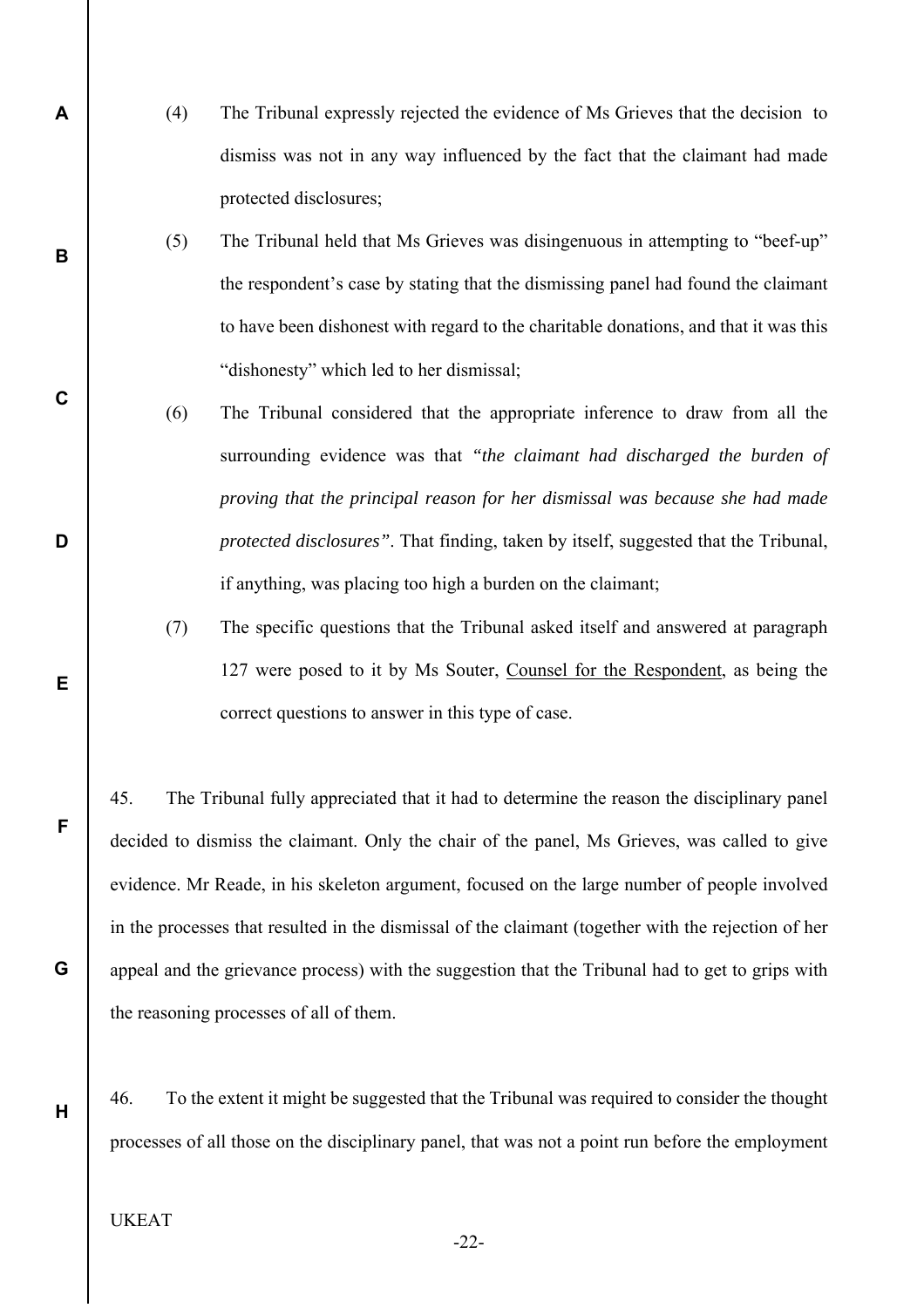(4) The Tribunal expressly rejected the evidence of Ms Grieves that the decision to dismiss was not in any way influenced by the fact that the claimant had made protected disclosures;

(5) The Tribunal held that Ms Grieves was disingenuous in attempting to "beef-up" the respondent's case by stating that the dismissing panel had found the claimant to have been dishonest with regard to the charitable donations, and that it was this "dishonesty" which led to her dismissal;

(6) The Tribunal considered that the appropriate inference to draw from all the surrounding evidence was that *"the claimant had discharged the burden of proving that the principal reason for her dismissal was because she had made protected disclosures"*. That finding, taken by itself, suggested that the Tribunal, if anything, was placing too high a burden on the claimant;

(7) The specific questions that the Tribunal asked itself and answered at paragraph 127 were posed to it by Ms Souter, Counsel for the Respondent, as being the correct questions to answer in this type of case.

45. The Tribunal fully appreciated that it had to determine the reason the disciplinary panel decided to dismiss the claimant. Only the chair of the panel, Ms Grieves, was called to give evidence. Mr Reade, in his skeleton argument, focused on the large number of people involved in the processes that resulted in the dismissal of the claimant (together with the rejection of her appeal and the grievance process) with the suggestion that the Tribunal had to get to grips with the reasoning processes of all of them.

46. To the extent it might be suggested that the Tribunal was required to consider the thought processes of all those on the disciplinary panel, that was not a point run before the employment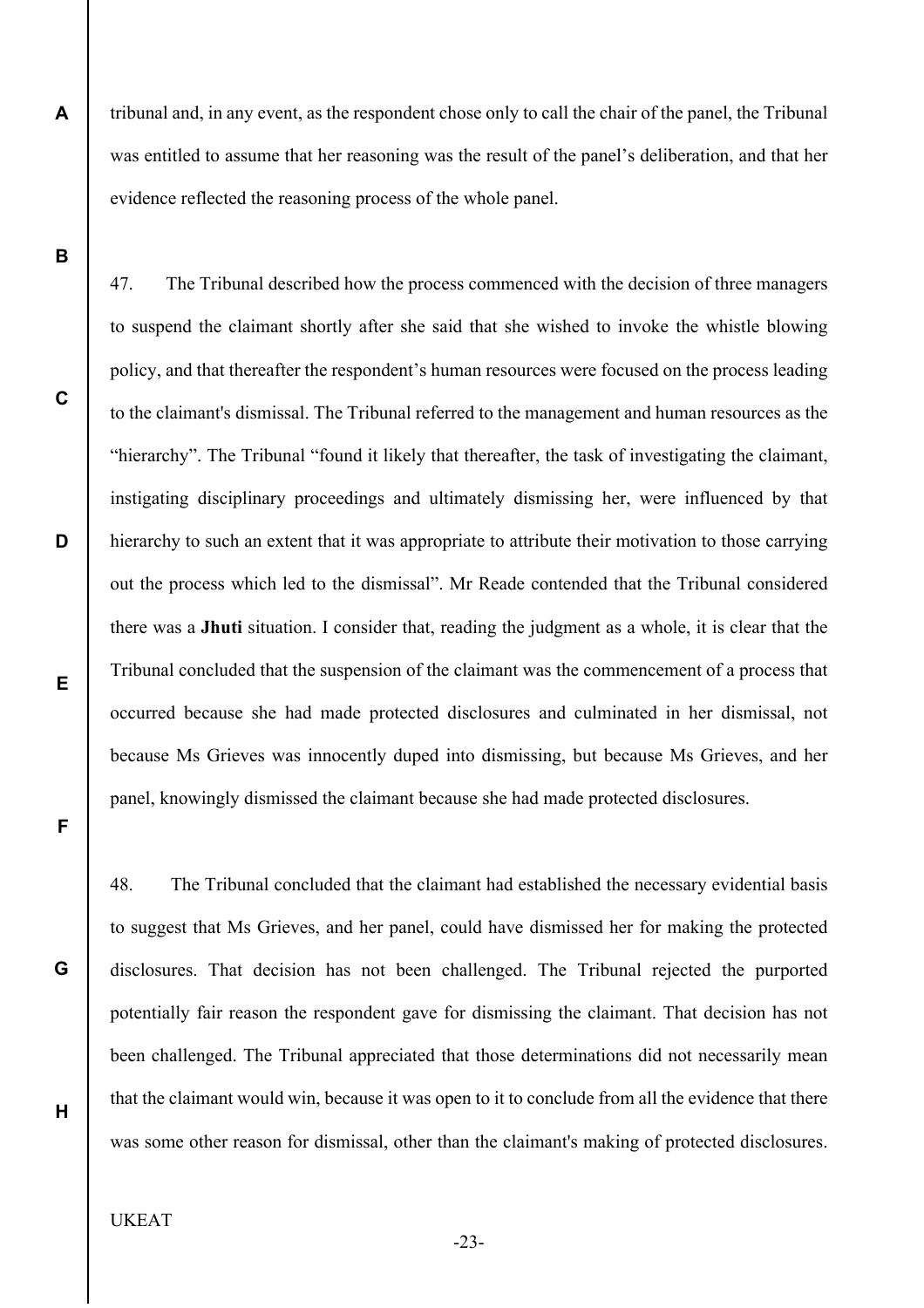tribunal and, in any event, as the respondent chose only to call the chair of the panel, the Tribunal was entitled to assume that her reasoning was the result of the panel's deliberation, and that her evidence reflected the reasoning process of the whole panel.

47. The Tribunal described how the process commenced with the decision of three managers to suspend the claimant shortly after she said that she wished to invoke the whistle blowing policy, and that thereafter the respondent's human resources were focused on the process leading to the claimant's dismissal. The Tribunal referred to the management and human resources as the "hierarchy". The Tribunal "found it likely that thereafter, the task of investigating the claimant, instigating disciplinary proceedings and ultimately dismissing her, were influenced by that hierarchy to such an extent that it was appropriate to attribute their motivation to those carrying out the process which led to the dismissal". Mr Reade contended that the Tribunal considered there was a **Jhuti** situation. I consider that, reading the judgment as a whole, it is clear that the Tribunal concluded that the suspension of the claimant was the commencement of a process that occurred because she had made protected disclosures and culminated in her dismissal, not because Ms Grieves was innocently duped into dismissing, but because Ms Grieves, and her panel, knowingly dismissed the claimant because she had made protected disclosures.

48. The Tribunal concluded that the claimant had established the necessary evidential basis to suggest that Ms Grieves, and her panel, could have dismissed her for making the protected disclosures. That decision has not been challenged. The Tribunal rejected the purported potentially fair reason the respondent gave for dismissing the claimant. That decision has not been challenged. The Tribunal appreciated that those determinations did not necessarily mean that the claimant would win, because it was open to it to conclude from all the evidence that there was some other reason for dismissal, other than the claimant's making of protected disclosures.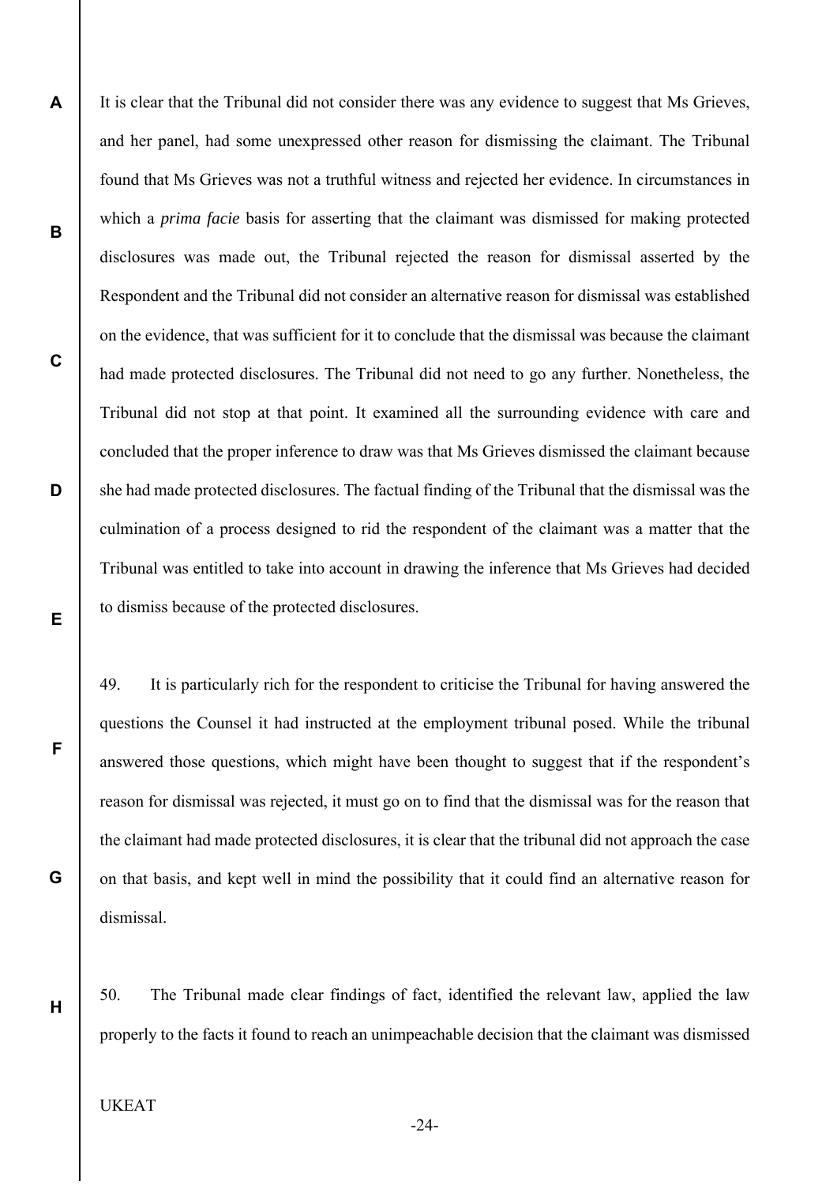It is clear that the Tribunal did not consider there was any evidence to suggest that Ms Grieves, and her panel, had some unexpressed other reason for dismissing the claimant. The Tribunal found that Ms Grieves was not a truthful witness and rejected her evidence. In circumstances in which a *prima facie* basis for asserting that the claimant was dismissed for making protected disclosures was made out, the Tribunal rejected the reason for dismissal asserted by the Respondent and the Tribunal did not consider an alternative reason for dismissal was established on the evidence, that was sufficient for it to conclude that the dismissal was because the claimant had made protected disclosures. The Tribunal did not need to go any further. Nonetheless, the Tribunal did not stop at that point. It examined all the surrounding evidence with care and concluded that the proper inference to draw was that Ms Grieves dismissed the claimant because she had made protected disclosures. The factual finding of the Tribunal that the dismissal was the culmination of a process designed to rid the respondent of the claimant was a matter that the Tribunal was entitled to take into account in drawing the inference that Ms Grieves had decided to dismiss because of the protected disclosures.

49. It is particularly rich for the respondent to criticise the Tribunal for having answered the questions the Counsel it had instructed at the employment tribunal posed. While the tribunal answered those questions, which might have been thought to suggest that if the respondent's reason for dismissal was rejected, it must go on to find that the dismissal was for the reason that the claimant had made protected disclosures, it is clear that the tribunal did not approach the case on that basis, and kept well in mind the possibility that it could find an alternative reason for dismissal.

50. The Tribunal made clear findings of fact, identified the relevant law, applied the law properly to the facts it found to reach an unimpeachable decision that the claimant was dismissed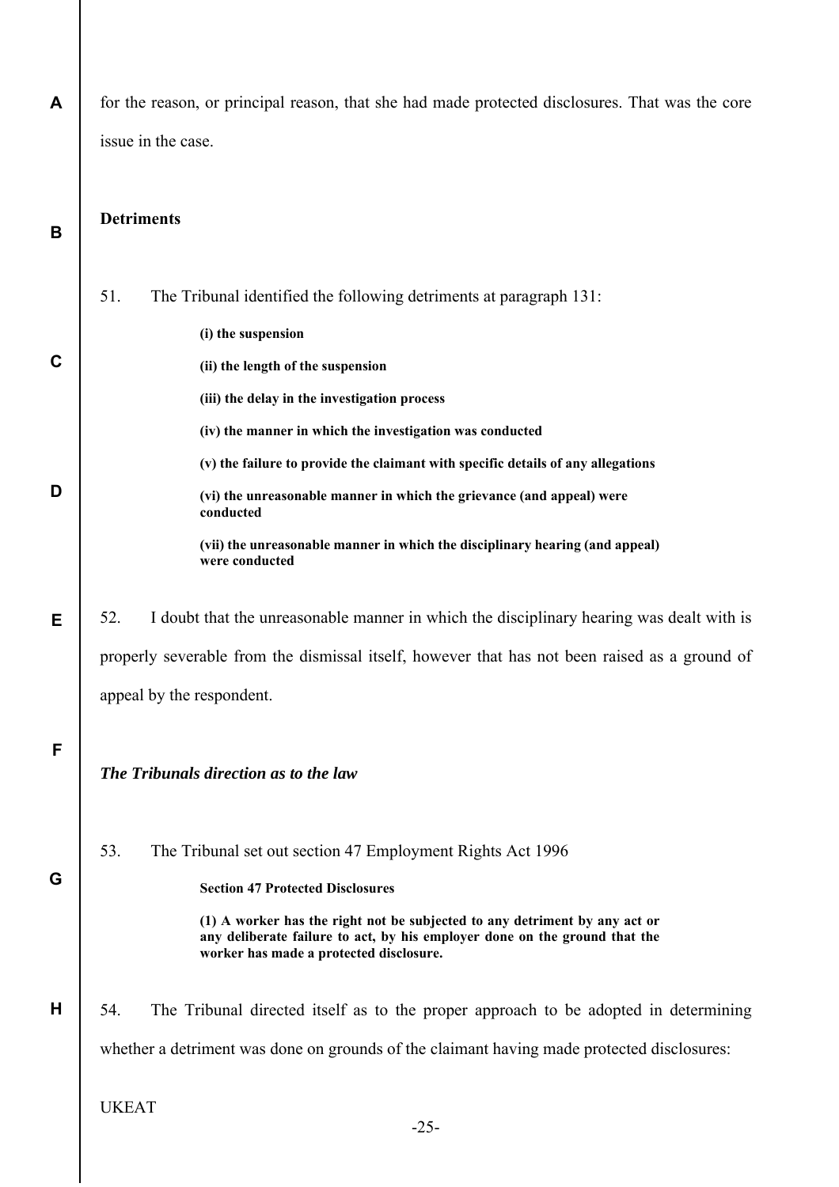for the reason, or principal reason, that she had made protected disclosures. That was the core issue in the case.

**Detriments**

51. The Tribunal identified the following detriments at paragraph 131:

> **(i) the suspension**
>
> **(ii) the length of the suspension**
>
> **(iii) the delay in the investigation process**
>
> **(iv) the manner in which the investigation was conducted**
>
> **(v) the failure to provide the claimant with specific details of any allegations**
>
> **(vi) the unreasonable manner in which the grievance (and appeal) were conducted**
>
> **(vii) the unreasonable manner in which the disciplinary hearing (and appeal) were conducted**

52. I doubt that the unreasonable manner in which the disciplinary hearing was dealt with is properly severable from the dismissal itself, however that has not been raised as a ground of appeal by the respondent.

***The Tribunals direction as to the law***

53. The Tribunal set out section 47 Employment Rights Act 1996

> **Section 47 Protected Disclosures**
>
> **(1) A worker has the right not be subjected to any detriment by any act or any deliberate failure to act, by his employer done on the ground that the worker has made a protected disclosure.**

54. The Tribunal directed itself as to the proper approach to be adopted in determining whether a detriment was done on grounds of the claimant having made protected disclosures: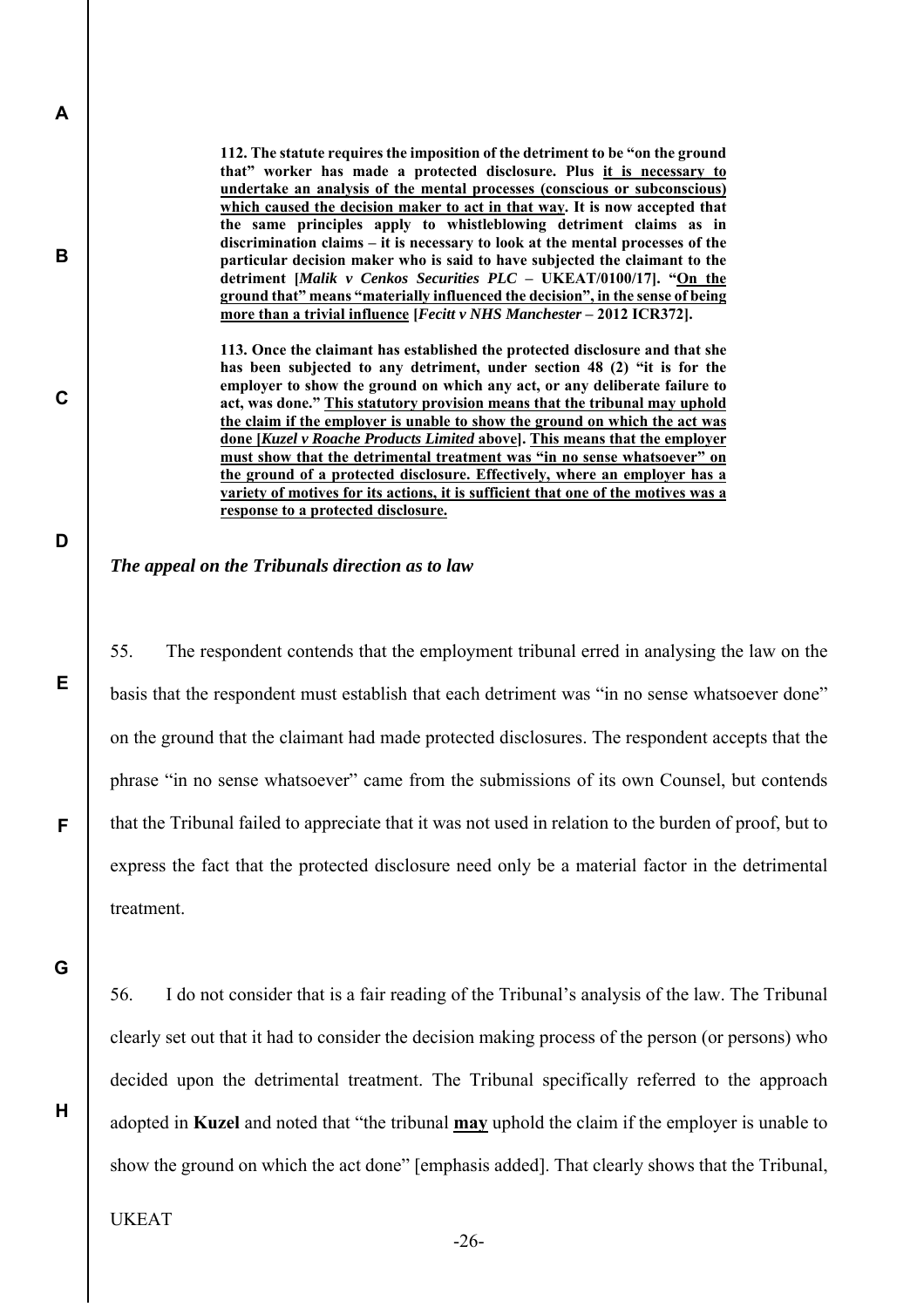> **112. The statute requires the imposition of the detriment to be "on the ground that" worker has made a protected disclosure. Plus <u>it is necessary to undertake an analysis of the mental processes (conscious or subconscious) which caused the decision maker to act in that way</u>. It is now accepted that the same principles apply to whistleblowing detriment claims as in discrimination claims – it is necessary to look at the mental processes of the particular decision maker who is said to have subjected the claimant to the detriment [*Malik v Cenkos Securities PLC* – UKEAT/0100/17]. "<u>On the ground that" means "materially influenced the decision", in the sense of being more than a trivial influence</u> [*Fecitt v NHS Manchester* – 2012 ICR372].**
>
> **113. Once the claimant has established the protected disclosure and that she has been subjected to any detriment, under section 48 (2) "it is for the employer to show the ground on which any act, or any deliberate failure to act, was done." <u>This statutory provision means that the tribunal may uphold the claim if the employer is unable to show the ground on which the act was done [*Kuzel v Roache Products Limited* above]</u>. <u>This means that the employer must show that the detrimental treatment was "in no sense whatsoever" on the ground of a protected disclosure. Effectively, where an employer has a variety of motives for its actions, it is sufficient that one of the motives was a response to a protected disclosure.</u>**

### *The appeal on the Tribunals direction as to law*

55. The respondent contends that the employment tribunal erred in analysing the law on the basis that the respondent must establish that each detriment was "in no sense whatsoever done" on the ground that the claimant had made protected disclosures. The respondent accepts that the phrase "in no sense whatsoever" came from the submissions of its own Counsel, but contends that the Tribunal failed to appreciate that it was not used in relation to the burden of proof, but to express the fact that the protected disclosure need only be a material factor in the detrimental treatment.

56. I do not consider that is a fair reading of the Tribunal's analysis of the law. The Tribunal clearly set out that it had to consider the decision making process of the person (or persons) who decided upon the detrimental treatment. The Tribunal specifically referred to the approach adopted in **Kuzel** and noted that "the tribunal <u>**may**</u> uphold the claim if the employer is unable to show the ground on which the act done" [emphasis added]. That clearly shows that the Tribunal,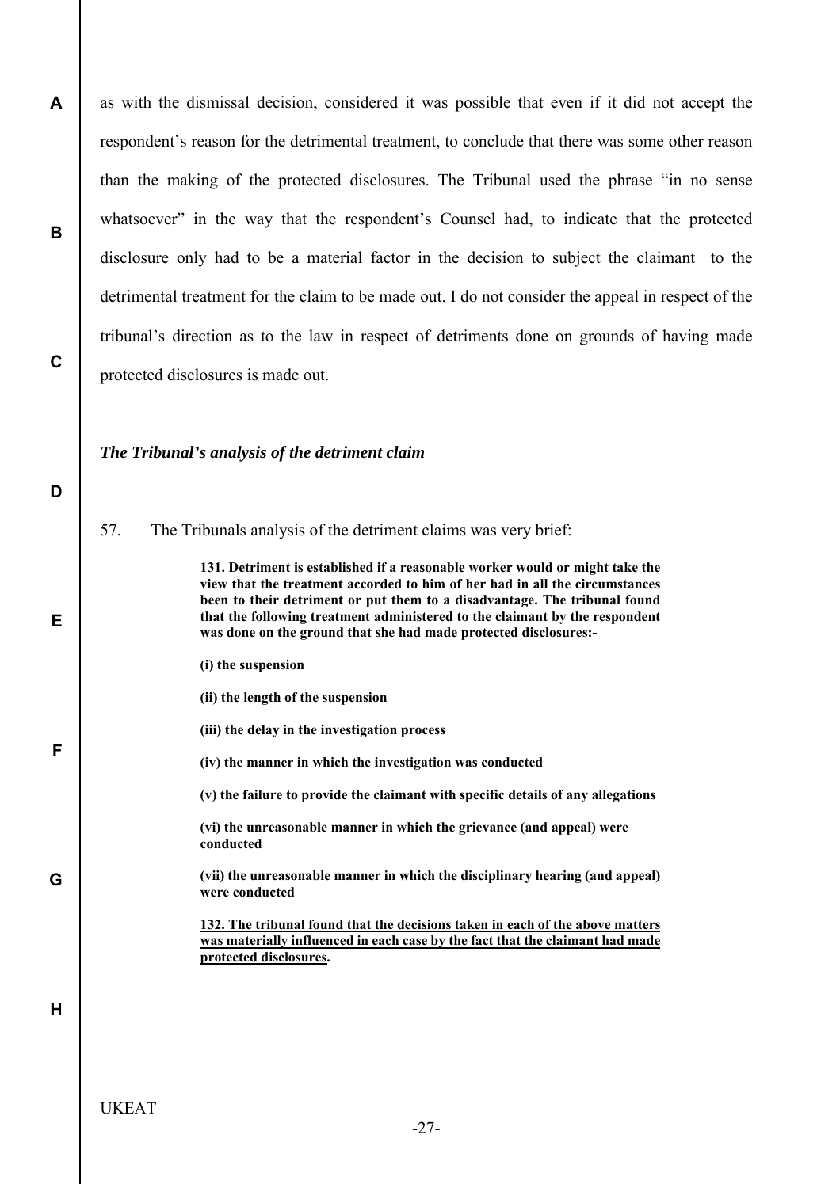as with the dismissal decision, considered it was possible that even if it did not accept the respondent's reason for the detrimental treatment, to conclude that there was some other reason than the making of the protected disclosures. The Tribunal used the phrase "in no sense whatsoever" in the way that the respondent's Counsel had, to indicate that the protected disclosure only had to be a material factor in the decision to subject the claimant to the detrimental treatment for the claim to be made out. I do not consider the appeal in respect of the tribunal's direction as to the law in respect of detriments done on grounds of having made protected disclosures is made out.

### *The Tribunal's analysis of the detriment claim*

57. The Tribunals analysis of the detriment claims was very brief:

> **131. Detriment is established if a reasonable worker would or might take the view that the treatment accorded to him of her had in all the circumstances been to their detriment or put them to a disadvantage. The tribunal found that the following treatment administered to the claimant by the respondent was done on the ground that she had made protected disclosures:-**
>
> **(i) the suspension**
>
> **(ii) the length of the suspension**
>
> **(iii) the delay in the investigation process**
>
> **(iv) the manner in which the investigation was conducted**
>
> **(v) the failure to provide the claimant with specific details of any allegations**
>
> **(vi) the unreasonable manner in which the grievance (and appeal) were conducted**
>
> **(vii) the unreasonable manner in which the disciplinary hearing (and appeal) were conducted**
>
> <u>**132. The tribunal found that the decisions taken in each of the above matters was materially influenced in each case by the fact that the claimant had made protected disclosures**</u>**.**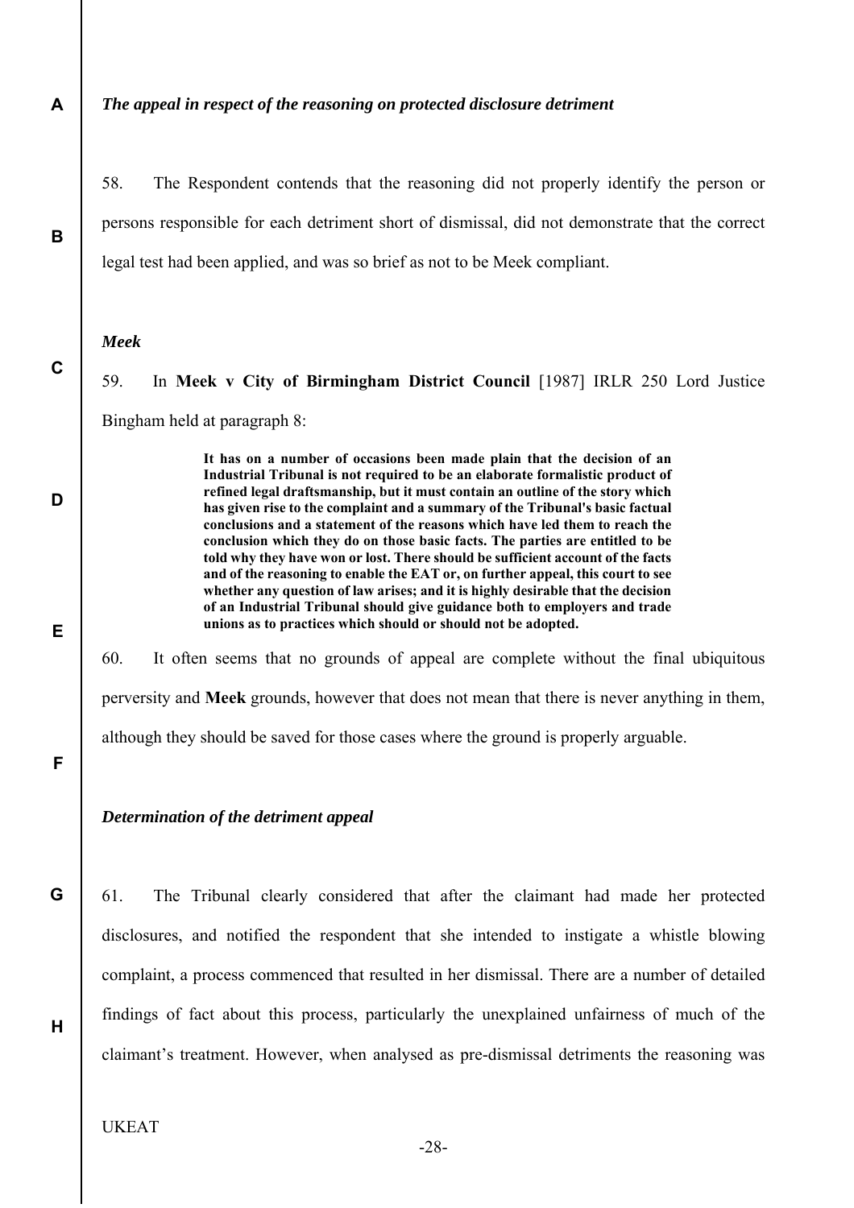*The appeal in respect of the reasoning on protected disclosure detriment*

58. The Respondent contends that the reasoning did not properly identify the person or persons responsible for each detriment short of dismissal, did not demonstrate that the correct legal test had been applied, and was so brief as not to be Meek compliant.

*Meek*

59. In **Meek v City of Birmingham District Council** [1987] IRLR 250 Lord Justice Bingham held at paragraph 8:

> **It has on a number of occasions been made plain that the decision of an Industrial Tribunal is not required to be an elaborate formalistic product of refined legal draftsmanship, but it must contain an outline of the story which has given rise to the complaint and a summary of the Tribunal's basic factual conclusions and a statement of the reasons which have led them to reach the conclusion which they do on those basic facts. The parties are entitled to be told why they have won or lost. There should be sufficient account of the facts and of the reasoning to enable the EAT or, on further appeal, this court to see whether any question of law arises; and it is highly desirable that the decision of an Industrial Tribunal should give guidance both to employers and trade unions as to practices which should or should not be adopted.**

60. It often seems that no grounds of appeal are complete without the final ubiquitous perversity and **Meek** grounds, however that does not mean that there is never anything in them, although they should be saved for those cases where the ground is properly arguable.

*Determination of the detriment appeal*

61. The Tribunal clearly considered that after the claimant had made her protected disclosures, and notified the respondent that she intended to instigate a whistle blowing complaint, a process commenced that resulted in her dismissal. There are a number of detailed findings of fact about this process, particularly the unexplained unfairness of much of the claimant's treatment. However, when analysed as pre-dismissal detriments the reasoning was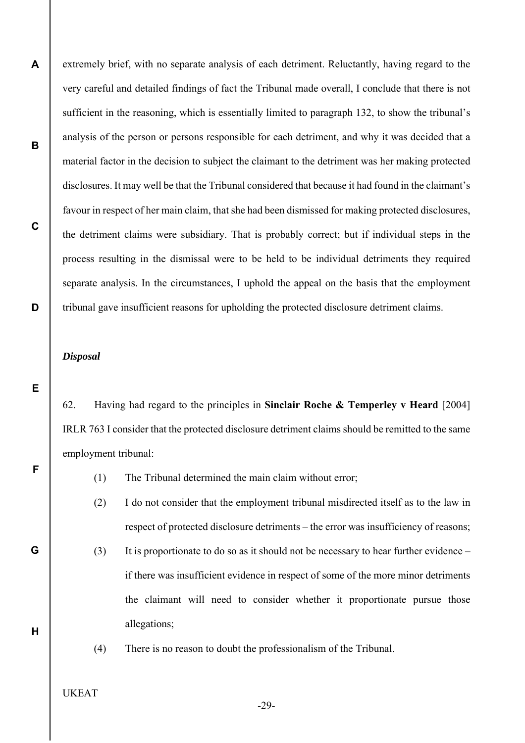extremely brief, with no separate analysis of each detriment. Reluctantly, having regard to the very careful and detailed findings of fact the Tribunal made overall, I conclude that there is not sufficient in the reasoning, which is essentially limited to paragraph 132, to show the tribunal's analysis of the person or persons responsible for each detriment, and why it was decided that a material factor in the decision to subject the claimant to the detriment was her making protected disclosures. It may well be that the Tribunal considered that because it had found in the claimant's favour in respect of her main claim, that she had been dismissed for making protected disclosures, the detriment claims were subsidiary. That is probably correct; but if individual steps in the process resulting in the dismissal were to be held to be individual detriments they required separate analysis. In the circumstances, I uphold the appeal on the basis that the employment tribunal gave insufficient reasons for upholding the protected disclosure detriment claims.

***Disposal***

62. Having had regard to the principles in **Sinclair Roche & Temperley v Heard** [2004] IRLR 763 I consider that the protected disclosure detriment claims should be remitted to the same employment tribunal:

(1) The Tribunal determined the main claim without error;

(2) I do not consider that the employment tribunal misdirected itself as to the law in respect of protected disclosure detriments – the error was insufficiency of reasons;

(3) It is proportionate to do so as it should not be necessary to hear further evidence – if there was insufficient evidence in respect of some of the more minor detriments the claimant will need to consider whether it proportionate pursue those allegations;

(4) There is no reason to doubt the professionalism of the Tribunal.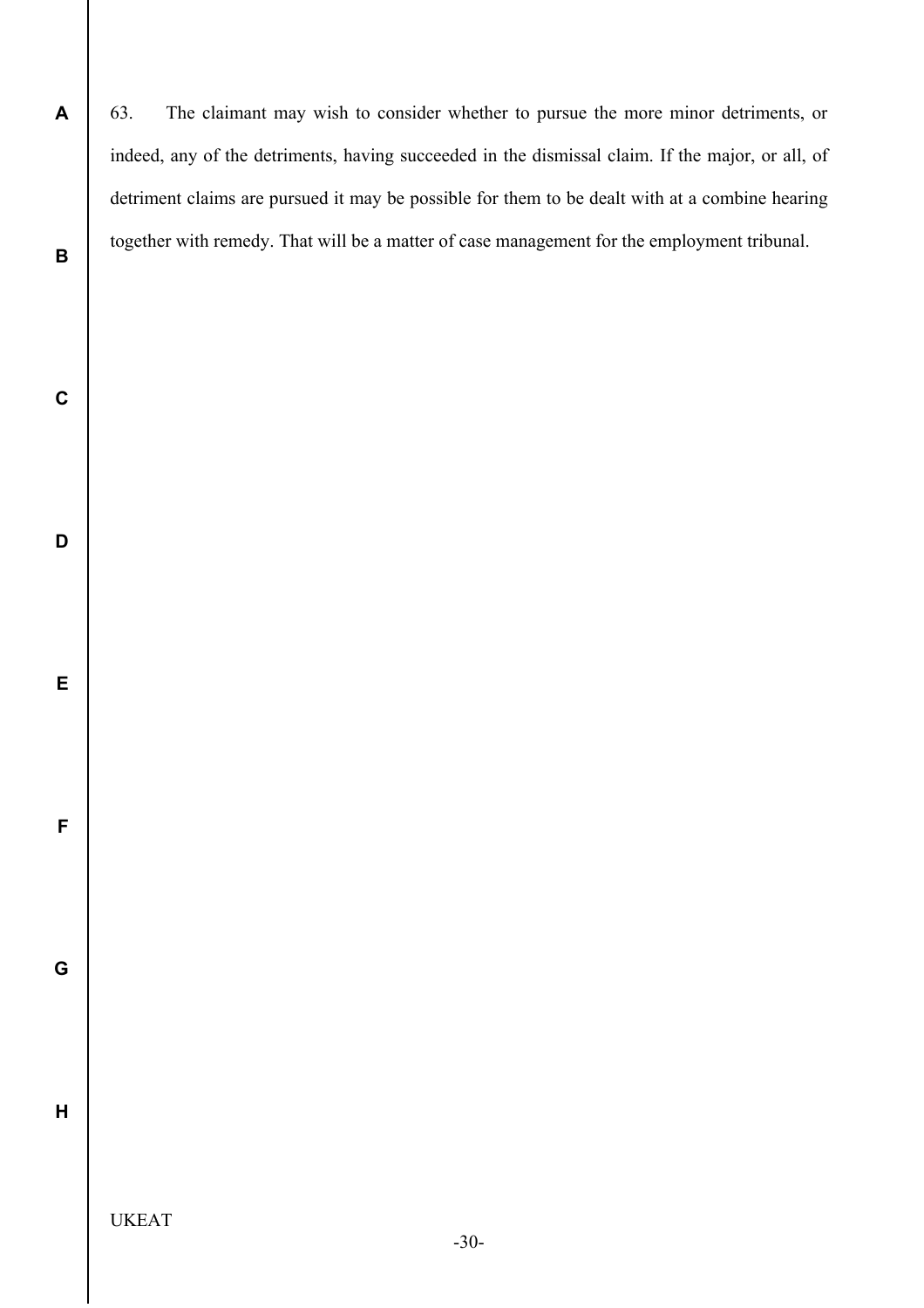63. The claimant may wish to consider whether to pursue the more minor detriments, or indeed, any of the detriments, having succeeded in the dismissal claim. If the major, or all, of detriment claims are pursued it may be possible for them to be dealt with at a combine hearing together with remedy. That will be a matter of case management for the employment tribunal.